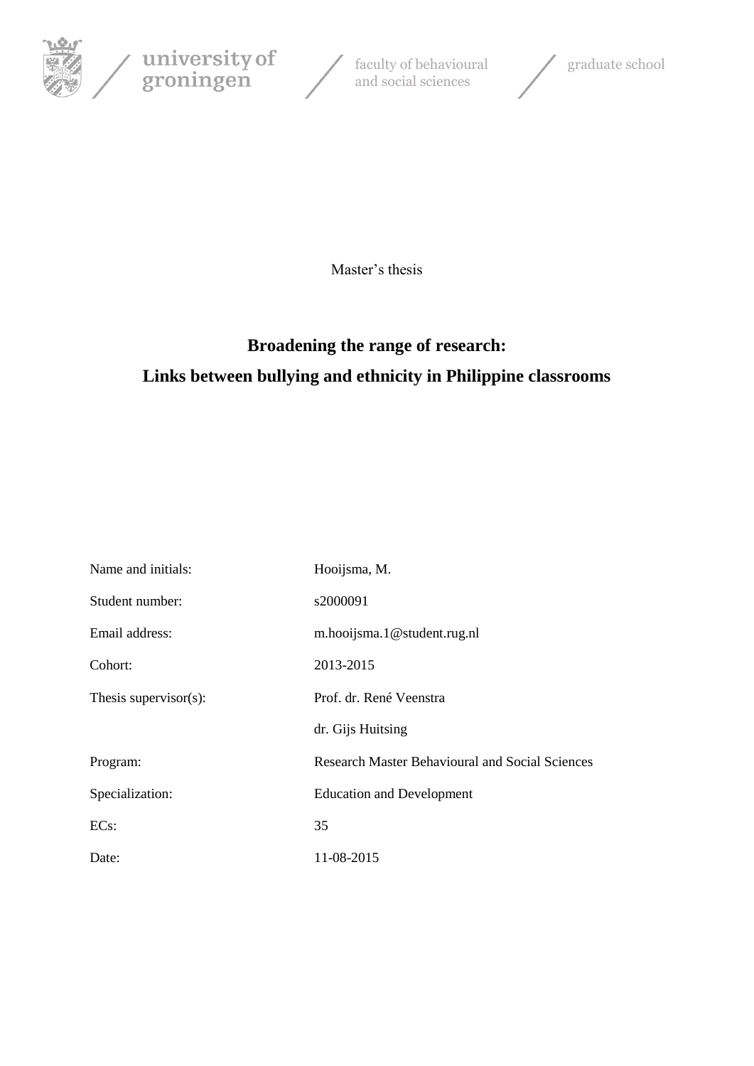university of groningen / faculty of behavioural and social sciences / graduate school

Master's thesis

# Broadening the range of research: Links between bullying and ethnicity in Philippine classrooms

| | |
|---|---|
| Name and initials: | Hooijsma, M. |
| Student number: | s2000091 |
| Email address: | m.hooijsma.1@student.rug.nl |
| Cohort: | 2013-2015 |
| Thesis supervisor(s): | Prof. dr. René Veenstra |
| | dr. Gijs Huitsing |
| Program: | Research Master Behavioural and Social Sciences |
| Specialization: | Education and Development |
| ECs: | 35 |
| Date: | 11-08-2015 |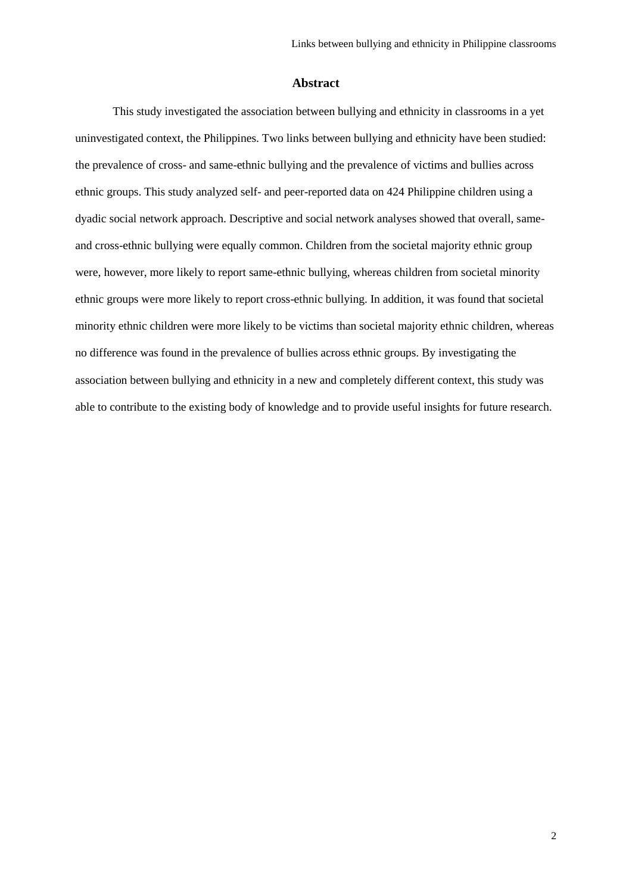## Abstract

This study investigated the association between bullying and ethnicity in classrooms in a yet uninvestigated context, the Philippines. Two links between bullying and ethnicity have been studied: the prevalence of cross- and same-ethnic bullying and the prevalence of victims and bullies across ethnic groups. This study analyzed self- and peer-reported data on 424 Philippine children using a dyadic social network approach. Descriptive and social network analyses showed that overall, same- and cross-ethnic bullying were equally common. Children from the societal majority ethnic group were, however, more likely to report same-ethnic bullying, whereas children from societal minority ethnic groups were more likely to report cross-ethnic bullying. In addition, it was found that societal minority ethnic children were more likely to be victims than societal majority ethnic children, whereas no difference was found in the prevalence of bullies across ethnic groups. By investigating the association between bullying and ethnicity in a new and completely different context, this study was able to contribute to the existing body of knowledge and to provide useful insights for future research.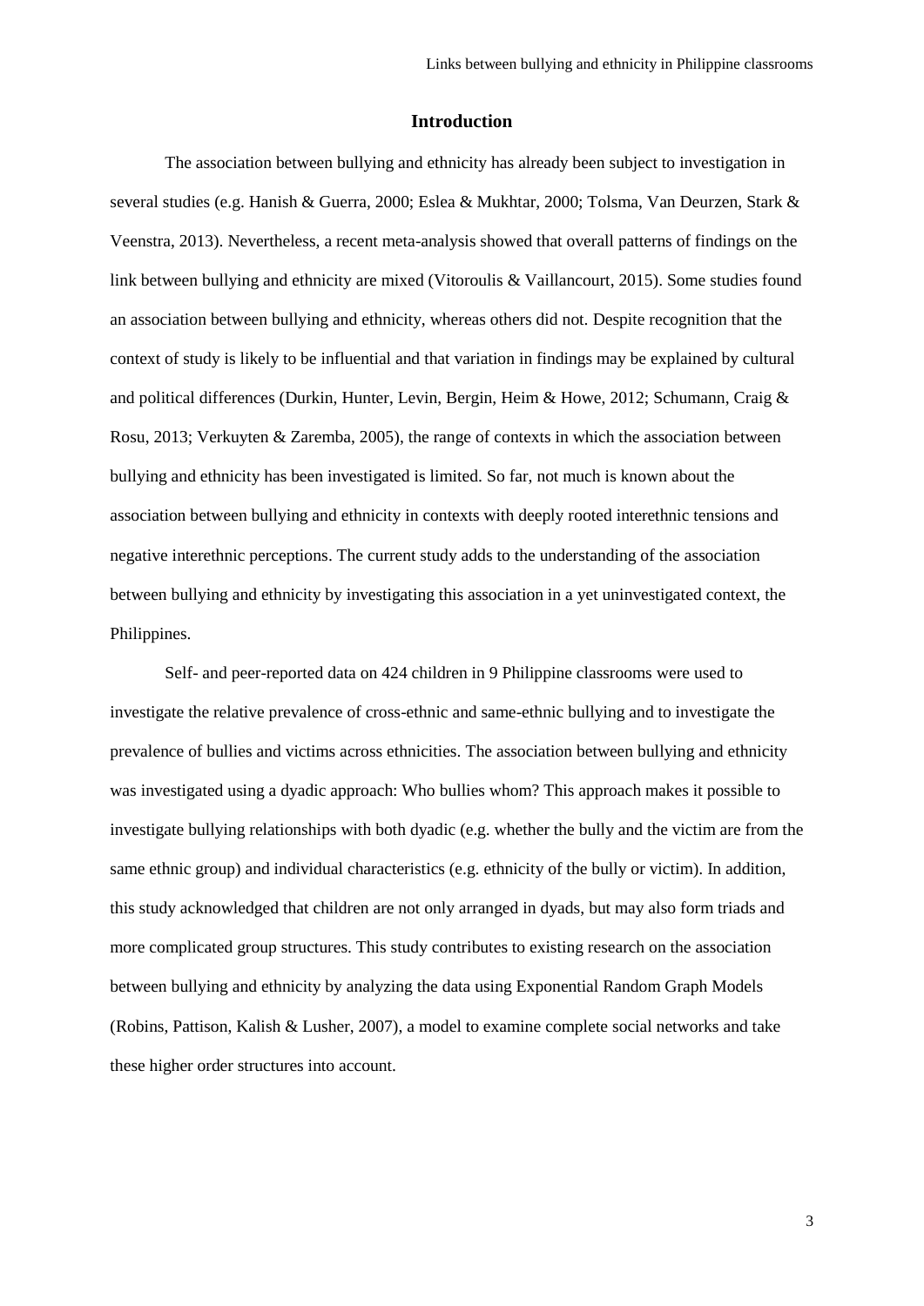## Introduction

The association between bullying and ethnicity has already been subject to investigation in several studies (e.g. Hanish & Guerra, 2000; Eslea & Mukhtar, 2000; Tolsma, Van Deurzen, Stark & Veenstra, 2013). Nevertheless, a recent meta-analysis showed that overall patterns of findings on the link between bullying and ethnicity are mixed (Vitoroulis & Vaillancourt, 2015). Some studies found an association between bullying and ethnicity, whereas others did not. Despite recognition that the context of study is likely to be influential and that variation in findings may be explained by cultural and political differences (Durkin, Hunter, Levin, Bergin, Heim & Howe, 2012; Schumann, Craig & Rosu, 2013; Verkuyten & Zaremba, 2005), the range of contexts in which the association between bullying and ethnicity has been investigated is limited. So far, not much is known about the association between bullying and ethnicity in contexts with deeply rooted interethnic tensions and negative interethnic perceptions. The current study adds to the understanding of the association between bullying and ethnicity by investigating this association in a yet uninvestigated context, the Philippines.

Self- and peer-reported data on 424 children in 9 Philippine classrooms were used to investigate the relative prevalence of cross-ethnic and same-ethnic bullying and to investigate the prevalence of bullies and victims across ethnicities. The association between bullying and ethnicity was investigated using a dyadic approach: Who bullies whom? This approach makes it possible to investigate bullying relationships with both dyadic (e.g. whether the bully and the victim are from the same ethnic group) and individual characteristics (e.g. ethnicity of the bully or victim). In addition, this study acknowledged that children are not only arranged in dyads, but may also form triads and more complicated group structures. This study contributes to existing research on the association between bullying and ethnicity by analyzing the data using Exponential Random Graph Models (Robins, Pattison, Kalish & Lusher, 2007), a model to examine complete social networks and take these higher order structures into account.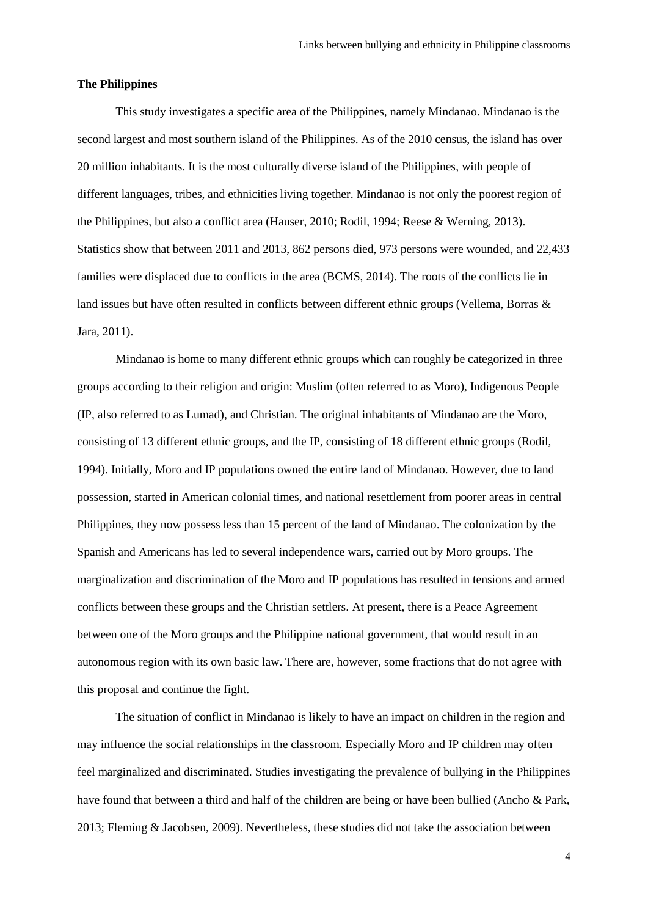**The Philippines**

This study investigates a specific area of the Philippines, namely Mindanao. Mindanao is the second largest and most southern island of the Philippines. As of the 2010 census, the island has over 20 million inhabitants. It is the most culturally diverse island of the Philippines, with people of different languages, tribes, and ethnicities living together. Mindanao is not only the poorest region of the Philippines, but also a conflict area (Hauser, 2010; Rodil, 1994; Reese & Werning, 2013). Statistics show that between 2011 and 2013, 862 persons died, 973 persons were wounded, and 22,433 families were displaced due to conflicts in the area (BCMS, 2014). The roots of the conflicts lie in land issues but have often resulted in conflicts between different ethnic groups (Vellema, Borras & Jara, 2011).

Mindanao is home to many different ethnic groups which can roughly be categorized in three groups according to their religion and origin: Muslim (often referred to as Moro), Indigenous People (IP, also referred to as Lumad), and Christian. The original inhabitants of Mindanao are the Moro, consisting of 13 different ethnic groups, and the IP, consisting of 18 different ethnic groups (Rodil, 1994). Initially, Moro and IP populations owned the entire land of Mindanao. However, due to land possession, started in American colonial times, and national resettlement from poorer areas in central Philippines, they now possess less than 15 percent of the land of Mindanao. The colonization by the Spanish and Americans has led to several independence wars, carried out by Moro groups. The marginalization and discrimination of the Moro and IP populations has resulted in tensions and armed conflicts between these groups and the Christian settlers. At present, there is a Peace Agreement between one of the Moro groups and the Philippine national government, that would result in an autonomous region with its own basic law. There are, however, some fractions that do not agree with this proposal and continue the fight.

The situation of conflict in Mindanao is likely to have an impact on children in the region and may influence the social relationships in the classroom. Especially Moro and IP children may often feel marginalized and discriminated. Studies investigating the prevalence of bullying in the Philippines have found that between a third and half of the children are being or have been bullied (Ancho & Park, 2013; Fleming & Jacobsen, 2009). Nevertheless, these studies did not take the association between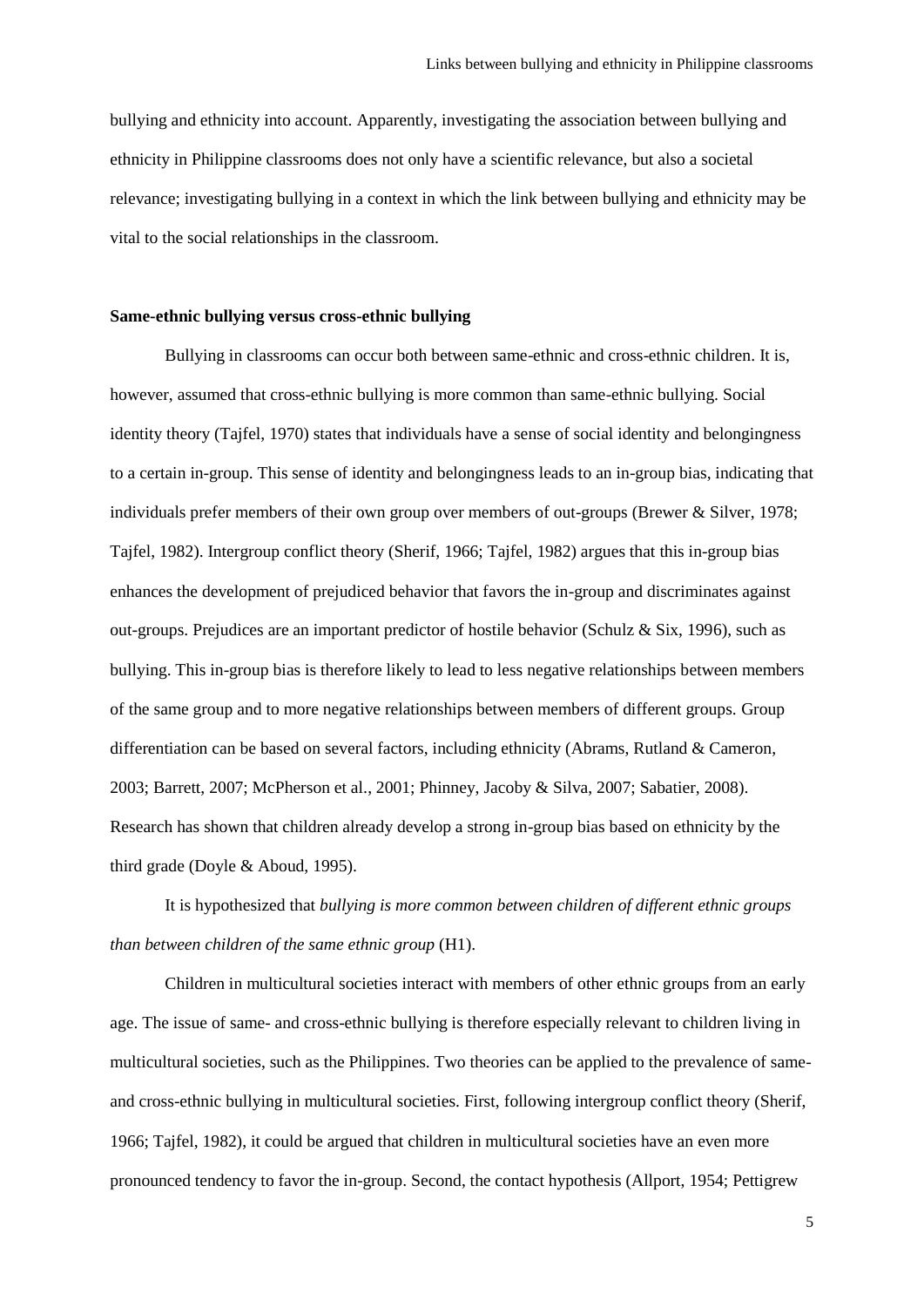bullying and ethnicity into account. Apparently, investigating the association between bullying and ethnicity in Philippine classrooms does not only have a scientific relevance, but also a societal relevance; investigating bullying in a context in which the link between bullying and ethnicity may be vital to the social relationships in the classroom.

**Same-ethnic bullying versus cross-ethnic bullying**

Bullying in classrooms can occur both between same-ethnic and cross-ethnic children. It is, however, assumed that cross-ethnic bullying is more common than same-ethnic bullying. Social identity theory (Tajfel, 1970) states that individuals have a sense of social identity and belongingness to a certain in-group. This sense of identity and belongingness leads to an in-group bias, indicating that individuals prefer members of their own group over members of out-groups (Brewer & Silver, 1978; Tajfel, 1982). Intergroup conflict theory (Sherif, 1966; Tajfel, 1982) argues that this in-group bias enhances the development of prejudiced behavior that favors the in-group and discriminates against out-groups. Prejudices are an important predictor of hostile behavior (Schulz & Six, 1996), such as bullying. This in-group bias is therefore likely to lead to less negative relationships between members of the same group and to more negative relationships between members of different groups. Group differentiation can be based on several factors, including ethnicity (Abrams, Rutland & Cameron, 2003; Barrett, 2007; McPherson et al., 2001; Phinney, Jacoby & Silva, 2007; Sabatier, 2008). Research has shown that children already develop a strong in-group bias based on ethnicity by the third grade (Doyle & Aboud, 1995).

It is hypothesized that *bullying is more common between children of different ethnic groups than between children of the same ethnic group* (H1).

Children in multicultural societies interact with members of other ethnic groups from an early age. The issue of same- and cross-ethnic bullying is therefore especially relevant to children living in multicultural societies, such as the Philippines. Two theories can be applied to the prevalence of same- and cross-ethnic bullying in multicultural societies. First, following intergroup conflict theory (Sherif, 1966; Tajfel, 1982), it could be argued that children in multicultural societies have an even more pronounced tendency to favor the in-group. Second, the contact hypothesis (Allport, 1954; Pettigrew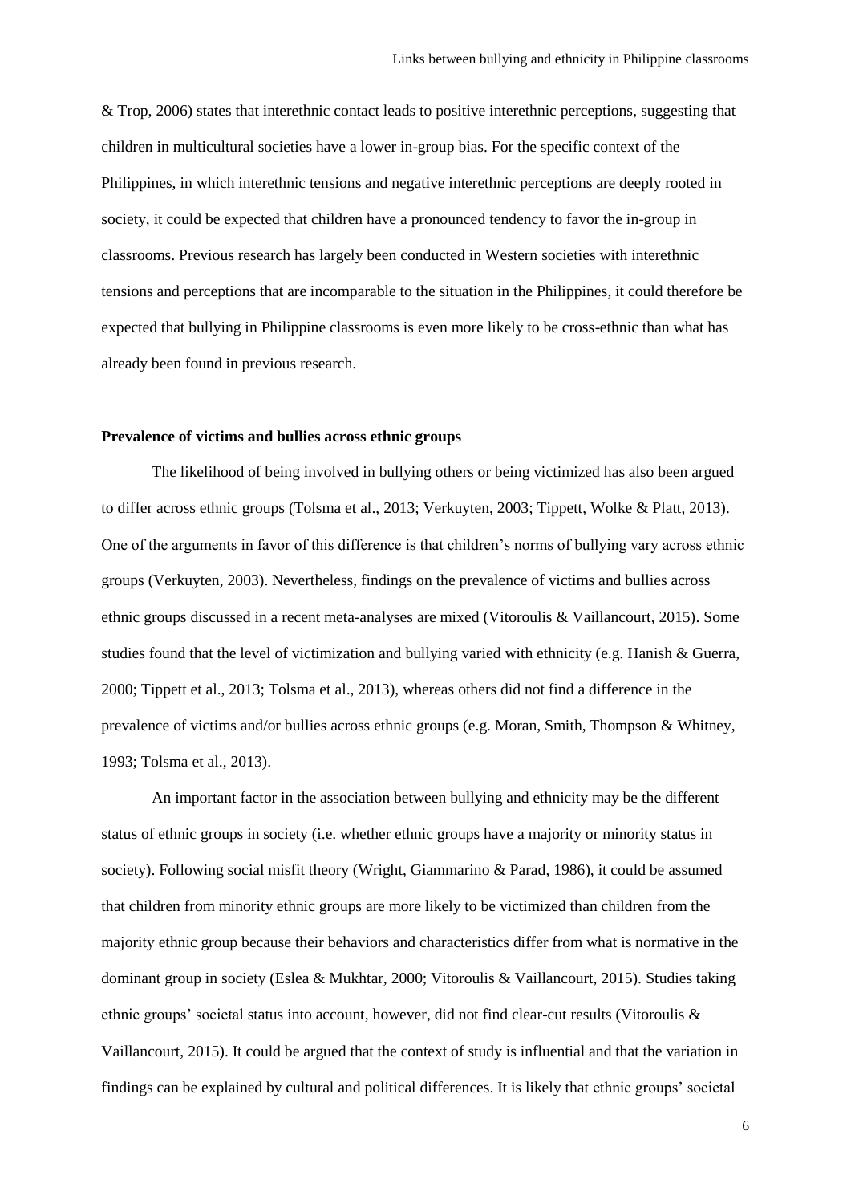& Trop, 2006) states that interethnic contact leads to positive interethnic perceptions, suggesting that children in multicultural societies have a lower in-group bias. For the specific context of the Philippines, in which interethnic tensions and negative interethnic perceptions are deeply rooted in society, it could be expected that children have a pronounced tendency to favor the in-group in classrooms. Previous research has largely been conducted in Western societies with interethnic tensions and perceptions that are incomparable to the situation in the Philippines, it could therefore be expected that bullying in Philippine classrooms is even more likely to be cross-ethnic than what has already been found in previous research.

**Prevalence of victims and bullies across ethnic groups**

The likelihood of being involved in bullying others or being victimized has also been argued to differ across ethnic groups (Tolsma et al., 2013; Verkuyten, 2003; Tippett, Wolke & Platt, 2013). One of the arguments in favor of this difference is that children's norms of bullying vary across ethnic groups (Verkuyten, 2003). Nevertheless, findings on the prevalence of victims and bullies across ethnic groups discussed in a recent meta-analyses are mixed (Vitoroulis & Vaillancourt, 2015). Some studies found that the level of victimization and bullying varied with ethnicity (e.g. Hanish & Guerra, 2000; Tippett et al., 2013; Tolsma et al., 2013), whereas others did not find a difference in the prevalence of victims and/or bullies across ethnic groups (e.g. Moran, Smith, Thompson & Whitney, 1993; Tolsma et al., 2013).

An important factor in the association between bullying and ethnicity may be the different status of ethnic groups in society (i.e. whether ethnic groups have a majority or minority status in society). Following social misfit theory (Wright, Giammarino & Parad, 1986), it could be assumed that children from minority ethnic groups are more likely to be victimized than children from the majority ethnic group because their behaviors and characteristics differ from what is normative in the dominant group in society (Eslea & Mukhtar, 2000; Vitoroulis & Vaillancourt, 2015). Studies taking ethnic groups' societal status into account, however, did not find clear-cut results (Vitoroulis & Vaillancourt, 2015). It could be argued that the context of study is influential and that the variation in findings can be explained by cultural and political differences. It is likely that ethnic groups' societal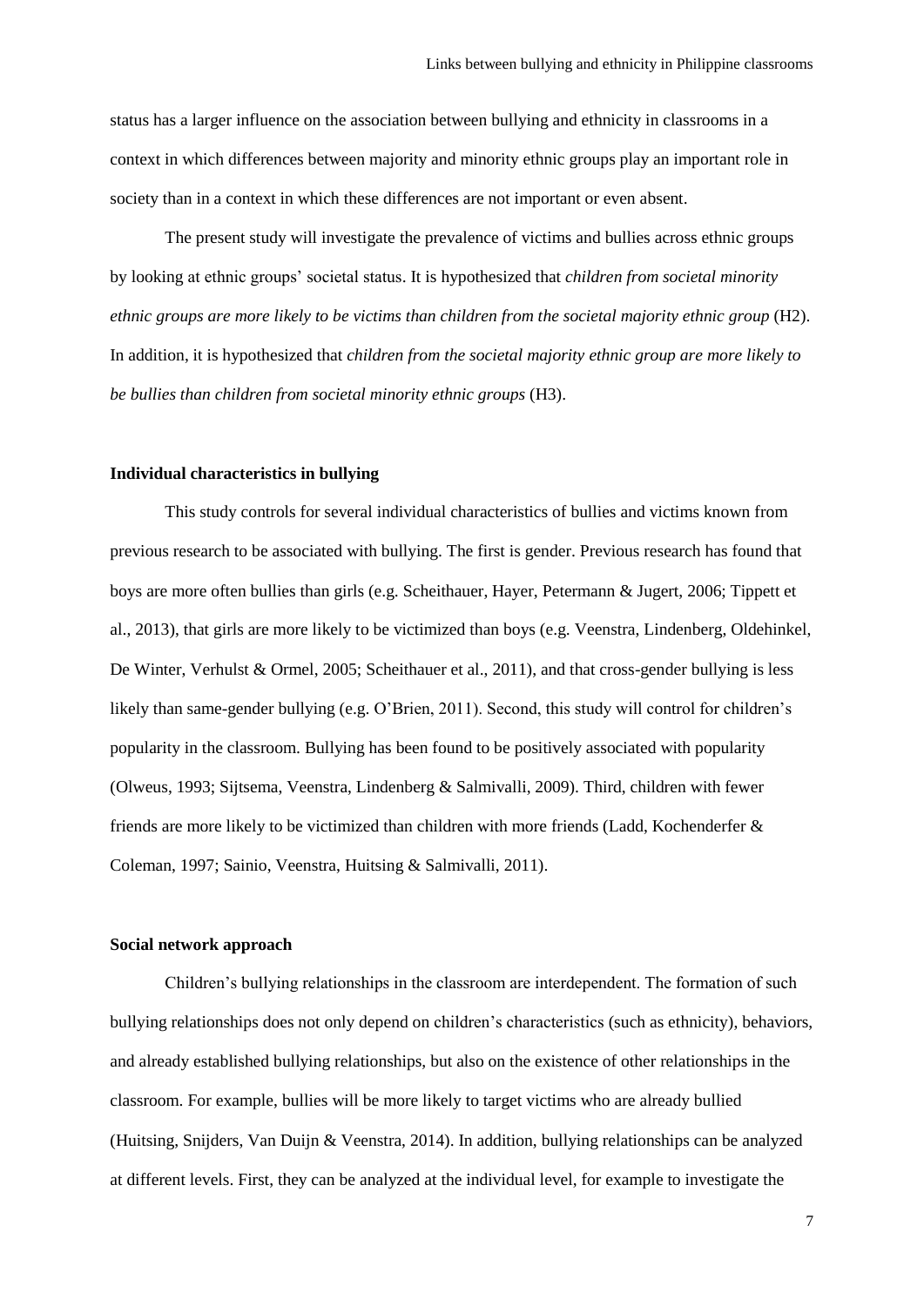status has a larger influence on the association between bullying and ethnicity in classrooms in a context in which differences between majority and minority ethnic groups play an important role in society than in a context in which these differences are not important or even absent.

The present study will investigate the prevalence of victims and bullies across ethnic groups by looking at ethnic groups' societal status. It is hypothesized that *children from societal minority ethnic groups are more likely to be victims than children from the societal majority ethnic group* (H2). In addition, it is hypothesized that *children from the societal majority ethnic group are more likely to be bullies than children from societal minority ethnic groups* (H3).

**Individual characteristics in bullying**

This study controls for several individual characteristics of bullies and victims known from previous research to be associated with bullying. The first is gender. Previous research has found that boys are more often bullies than girls (e.g. Scheithauer, Hayer, Petermann & Jugert, 2006; Tippett et al., 2013), that girls are more likely to be victimized than boys (e.g. Veenstra, Lindenberg, Oldehinkel, De Winter, Verhulst & Ormel, 2005; Scheithauer et al., 2011), and that cross-gender bullying is less likely than same-gender bullying (e.g. O'Brien, 2011). Second, this study will control for children's popularity in the classroom. Bullying has been found to be positively associated with popularity (Olweus, 1993; Sijtsema, Veenstra, Lindenberg & Salmivalli, 2009). Third, children with fewer friends are more likely to be victimized than children with more friends (Ladd, Kochenderfer & Coleman, 1997; Sainio, Veenstra, Huitsing & Salmivalli, 2011).

**Social network approach**

Children's bullying relationships in the classroom are interdependent. The formation of such bullying relationships does not only depend on children's characteristics (such as ethnicity), behaviors, and already established bullying relationships, but also on the existence of other relationships in the classroom. For example, bullies will be more likely to target victims who are already bullied (Huitsing, Snijders, Van Duijn & Veenstra, 2014). In addition, bullying relationships can be analyzed at different levels. First, they can be analyzed at the individual level, for example to investigate the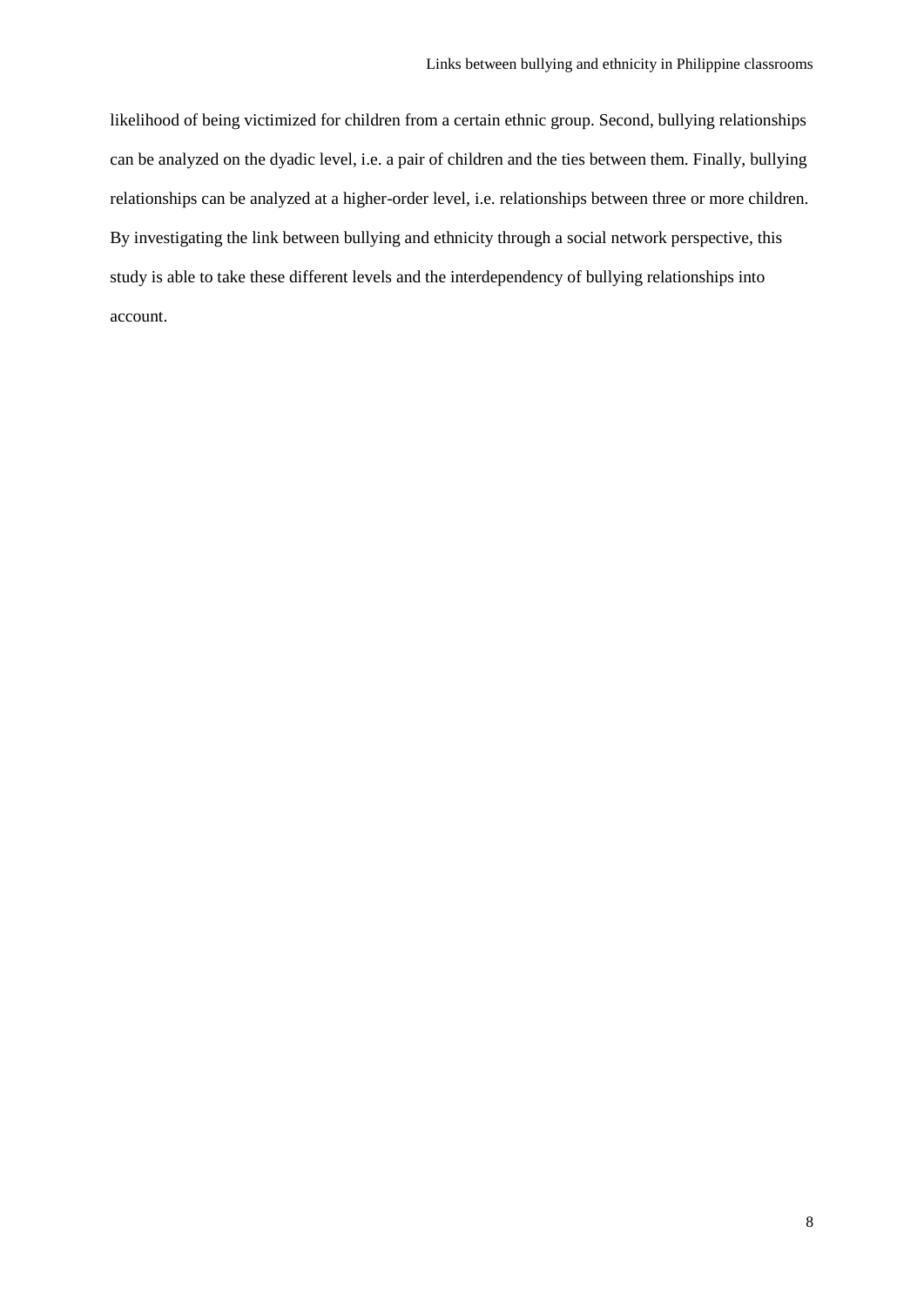likelihood of being victimized for children from a certain ethnic group. Second, bullying relationships can be analyzed on the dyadic level, i.e. a pair of children and the ties between them. Finally, bullying relationships can be analyzed at a higher-order level, i.e. relationships between three or more children. By investigating the link between bullying and ethnicity through a social network perspective, this study is able to take these different levels and the interdependency of bullying relationships into account.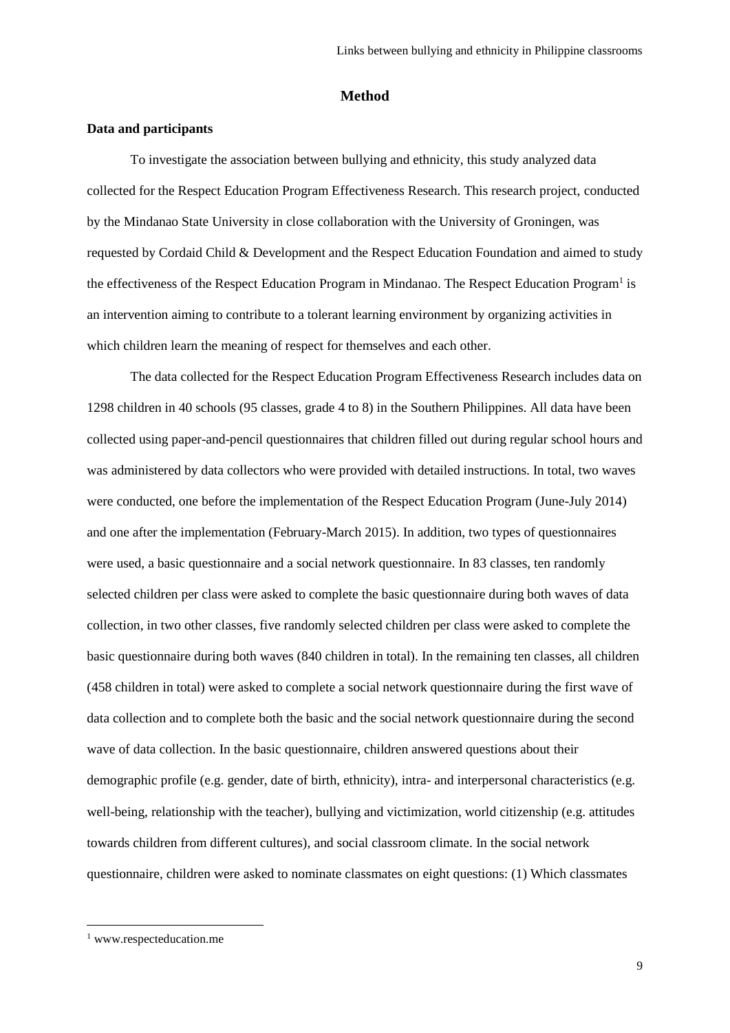# Method

## Data and participants

To investigate the association between bullying and ethnicity, this study analyzed data collected for the Respect Education Program Effectiveness Research. This research project, conducted by the Mindanao State University in close collaboration with the University of Groningen, was requested by Cordaid Child & Development and the Respect Education Foundation and aimed to study the effectiveness of the Respect Education Program in Mindanao. The Respect Education Program[1] is an intervention aiming to contribute to a tolerant learning environment by organizing activities in which children learn the meaning of respect for themselves and each other.

The data collected for the Respect Education Program Effectiveness Research includes data on 1298 children in 40 schools (95 classes, grade 4 to 8) in the Southern Philippines. All data have been collected using paper-and-pencil questionnaires that children filled out during regular school hours and was administered by data collectors who were provided with detailed instructions. In total, two waves were conducted, one before the implementation of the Respect Education Program (June-July 2014) and one after the implementation (February-March 2015). In addition, two types of questionnaires were used, a basic questionnaire and a social network questionnaire. In 83 classes, ten randomly selected children per class were asked to complete the basic questionnaire during both waves of data collection, in two other classes, five randomly selected children per class were asked to complete the basic questionnaire during both waves (840 children in total). In the remaining ten classes, all children (458 children in total) were asked to complete a social network questionnaire during the first wave of data collection and to complete both the basic and the social network questionnaire during the second wave of data collection. In the basic questionnaire, children answered questions about their demographic profile (e.g. gender, date of birth, ethnicity), intra- and interpersonal characteristics (e.g. well-being, relationship with the teacher), bullying and victimization, world citizenship (e.g. attitudes towards children from different cultures), and social classroom climate. In the social network questionnaire, children were asked to nominate classmates on eight questions: (1) Which classmates

[1] www.respecteducation.me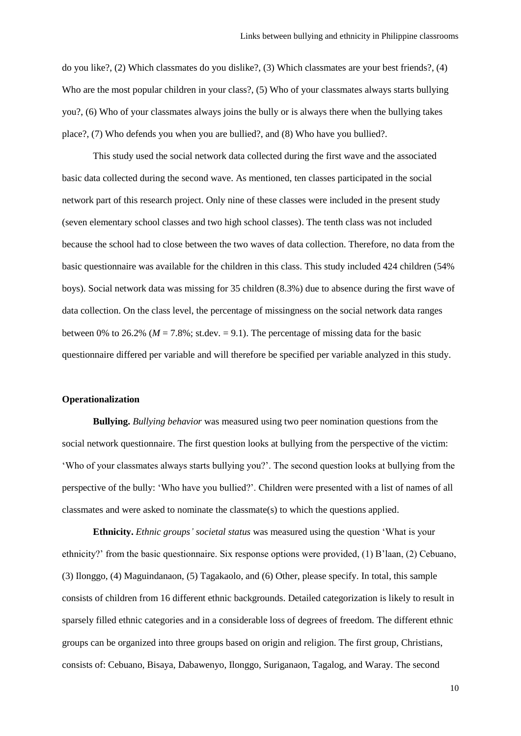do you like?, (2) Which classmates do you dislike?, (3) Which classmates are your best friends?, (4) Who are the most popular children in your class?, (5) Who of your classmates always starts bullying you?, (6) Who of your classmates always joins the bully or is always there when the bullying takes place?, (7) Who defends you when you are bullied?, and (8) Who have you bullied?.

This study used the social network data collected during the first wave and the associated basic data collected during the second wave. As mentioned, ten classes participated in the social network part of this research project. Only nine of these classes were included in the present study (seven elementary school classes and two high school classes). The tenth class was not included because the school had to close between the two waves of data collection. Therefore, no data from the basic questionnaire was available for the children in this class. This study included 424 children (54% boys). Social network data was missing for 35 children (8.3%) due to absence during the first wave of data collection. On the class level, the percentage of missingness on the social network data ranges between 0% to 26.2% ($M$ = 7.8%; st.dev. = 9.1). The percentage of missing data for the basic questionnaire differed per variable and will therefore be specified per variable analyzed in this study.

### Operationalization

**Bullying.** *Bullying behavior* was measured using two peer nomination questions from the social network questionnaire. The first question looks at bullying from the perspective of the victim: 'Who of your classmates always starts bullying you?'. The second question looks at bullying from the perspective of the bully: 'Who have you bullied?'. Children were presented with a list of names of all classmates and were asked to nominate the classmate(s) to which the questions applied.

**Ethnicity.** *Ethnic groups' societal status* was measured using the question 'What is your ethnicity?' from the basic questionnaire. Six response options were provided, (1) B'laan, (2) Cebuano, (3) Ilonggo, (4) Maguindanaon, (5) Tagakaolo, and (6) Other, please specify. In total, this sample consists of children from 16 different ethnic backgrounds. Detailed categorization is likely to result in sparsely filled ethnic categories and in a considerable loss of degrees of freedom. The different ethnic groups can be organized into three groups based on origin and religion. The first group, Christians, consists of: Cebuano, Bisaya, Dabawenyo, Ilonggo, Suriganaon, Tagalog, and Waray. The second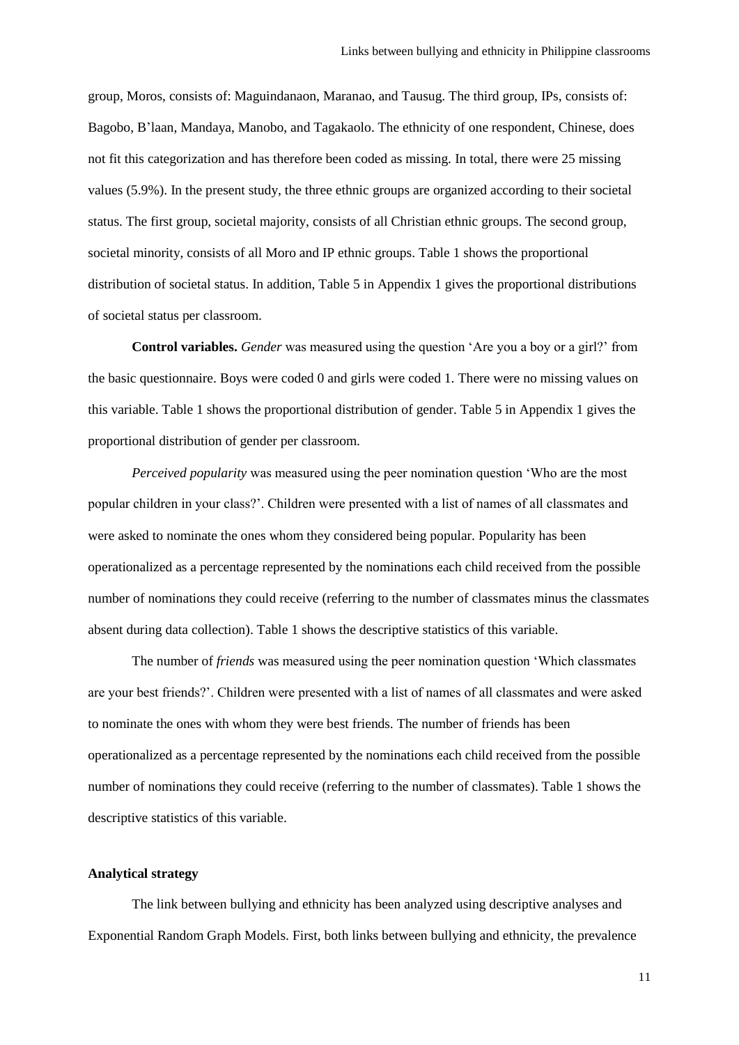group, Moros, consists of: Maguindanaon, Maranao, and Tausug. The third group, IPs, consists of: Bagobo, B'laan, Mandaya, Manobo, and Tagakaolo. The ethnicity of one respondent, Chinese, does not fit this categorization and has therefore been coded as missing. In total, there were 25 missing values (5.9%). In the present study, the three ethnic groups are organized according to their societal status. The first group, societal majority, consists of all Christian ethnic groups. The second group, societal minority, consists of all Moro and IP ethnic groups. Table 1 shows the proportional distribution of societal status. In addition, Table 5 in Appendix 1 gives the proportional distributions of societal status per classroom.

**Control variables.** *Gender* was measured using the question 'Are you a boy or a girl?' from the basic questionnaire. Boys were coded 0 and girls were coded 1. There were no missing values on this variable. Table 1 shows the proportional distribution of gender. Table 5 in Appendix 1 gives the proportional distribution of gender per classroom.

*Perceived popularity* was measured using the peer nomination question 'Who are the most popular children in your class?'. Children were presented with a list of names of all classmates and were asked to nominate the ones whom they considered being popular. Popularity has been operationalized as a percentage represented by the nominations each child received from the possible number of nominations they could receive (referring to the number of classmates minus the classmates absent during data collection). Table 1 shows the descriptive statistics of this variable.

The number of *friends* was measured using the peer nomination question 'Which classmates are your best friends?'. Children were presented with a list of names of all classmates and were asked to nominate the ones with whom they were best friends. The number of friends has been operationalized as a percentage represented by the nominations each child received from the possible number of nominations they could receive (referring to the number of classmates). Table 1 shows the descriptive statistics of this variable.

### Analytical strategy

The link between bullying and ethnicity has been analyzed using descriptive analyses and Exponential Random Graph Models. First, both links between bullying and ethnicity, the prevalence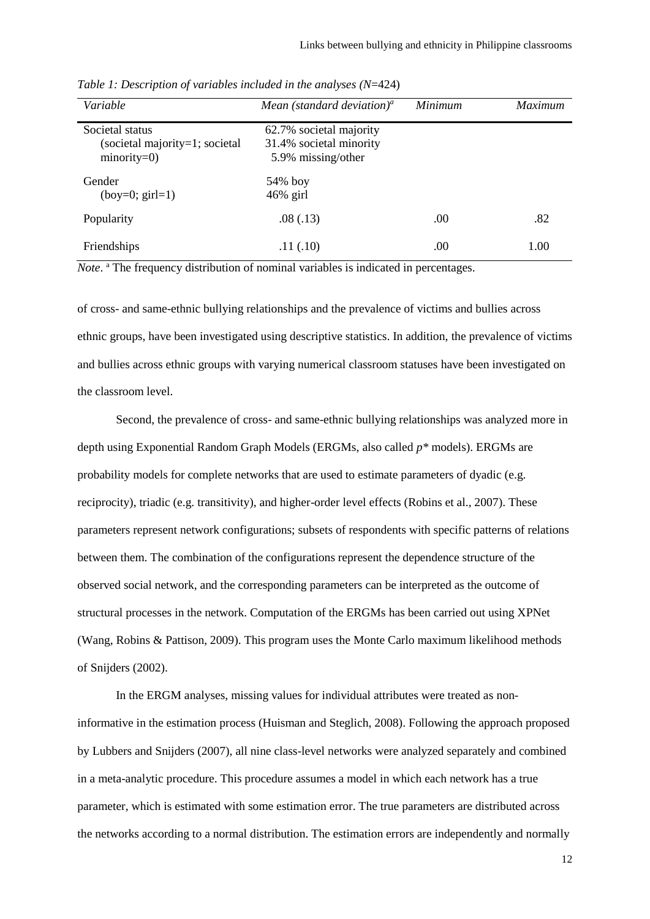*Table 1: Description of variables included in the analyses (N=424)*

| *Variable* | *Mean (standard deviation)[a]* | *Minimum* | *Maximum* |
|---|---|---|---|
| Societal status (societal majority=1; societal minority=0) | 62.7% societal majority<br>31.4% societal minority<br>5.9% missing/other | | |
| Gender (boy=0; girl=1) | 54% boy<br>46% girl | | |
| Popularity | .08 (.13) | .00 | .82 |
| Friendships | .11 (.10) | .00 | 1.00 |

*Note*. [a] The frequency distribution of nominal variables is indicated in percentages.

of cross- and same-ethnic bullying relationships and the prevalence of victims and bullies across ethnic groups, have been investigated using descriptive statistics. In addition, the prevalence of victims and bullies across ethnic groups with varying numerical classroom statuses have been investigated on the classroom level.

Second, the prevalence of cross- and same-ethnic bullying relationships was analyzed more in depth using Exponential Random Graph Models (ERGMs, also called *p\** models). ERGMs are probability models for complete networks that are used to estimate parameters of dyadic (e.g. reciprocity), triadic (e.g. transitivity), and higher-order level effects (Robins et al., 2007). These parameters represent network configurations; subsets of respondents with specific patterns of relations between them. The combination of the configurations represent the dependence structure of the observed social network, and the corresponding parameters can be interpreted as the outcome of structural processes in the network. Computation of the ERGMs has been carried out using XPNet (Wang, Robins & Pattison, 2009). This program uses the Monte Carlo maximum likelihood methods of Snijders (2002).

In the ERGM analyses, missing values for individual attributes were treated as non-informative in the estimation process (Huisman and Steglich, 2008). Following the approach proposed by Lubbers and Snijders (2007), all nine class-level networks were analyzed separately and combined in a meta-analytic procedure. This procedure assumes a model in which each network has a true parameter, which is estimated with some estimation error. The true parameters are distributed across the networks according to a normal distribution. The estimation errors are independently and normally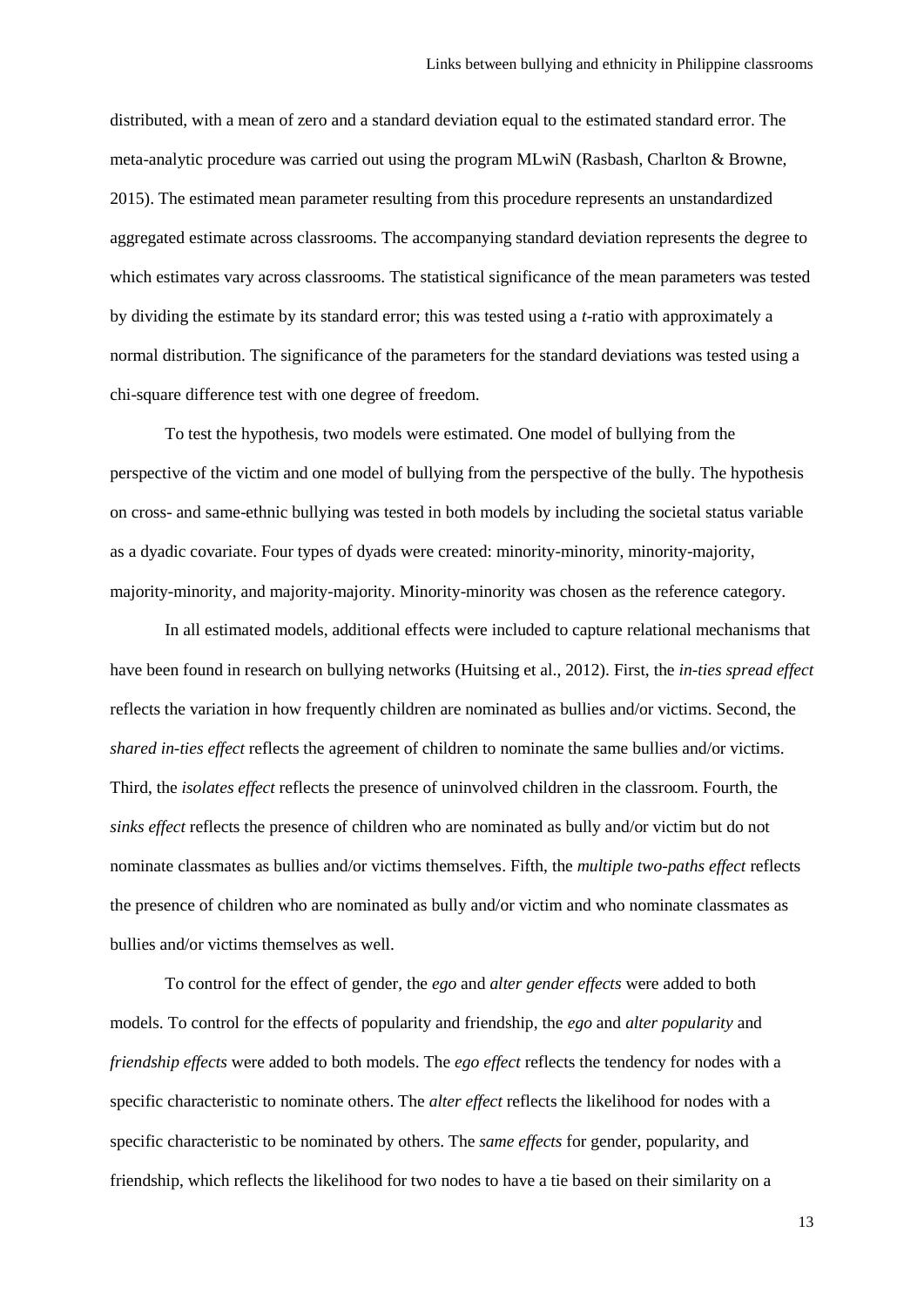distributed, with a mean of zero and a standard deviation equal to the estimated standard error. The meta-analytic procedure was carried out using the program MLwiN (Rasbash, Charlton & Browne, 2015). The estimated mean parameter resulting from this procedure represents an unstandardized aggregated estimate across classrooms. The accompanying standard deviation represents the degree to which estimates vary across classrooms. The statistical significance of the mean parameters was tested by dividing the estimate by its standard error; this was tested using a *t*-ratio with approximately a normal distribution. The significance of the parameters for the standard deviations was tested using a chi-square difference test with one degree of freedom.

To test the hypothesis, two models were estimated. One model of bullying from the perspective of the victim and one model of bullying from the perspective of the bully. The hypothesis on cross- and same-ethnic bullying was tested in both models by including the societal status variable as a dyadic covariate. Four types of dyads were created: minority-minority, minority-majority, majority-minority, and majority-majority. Minority-minority was chosen as the reference category.

In all estimated models, additional effects were included to capture relational mechanisms that have been found in research on bullying networks (Huitsing et al., 2012). First, the *in-ties spread effect* reflects the variation in how frequently children are nominated as bullies and/or victims. Second, the *shared in-ties effect* reflects the agreement of children to nominate the same bullies and/or victims. Third, the *isolates effect* reflects the presence of uninvolved children in the classroom. Fourth, the *sinks effect* reflects the presence of children who are nominated as bully and/or victim but do not nominate classmates as bullies and/or victims themselves. Fifth, the *multiple two-paths effect* reflects the presence of children who are nominated as bully and/or victim and who nominate classmates as bullies and/or victims themselves as well.

To control for the effect of gender, the *ego* and *alter gender effects* were added to both models. To control for the effects of popularity and friendship, the *ego* and *alter popularity* and *friendship effects* were added to both models. The *ego effect* reflects the tendency for nodes with a specific characteristic to nominate others. The *alter effect* reflects the likelihood for nodes with a specific characteristic to be nominated by others. The *same effects* for gender, popularity, and friendship, which reflects the likelihood for two nodes to have a tie based on their similarity on a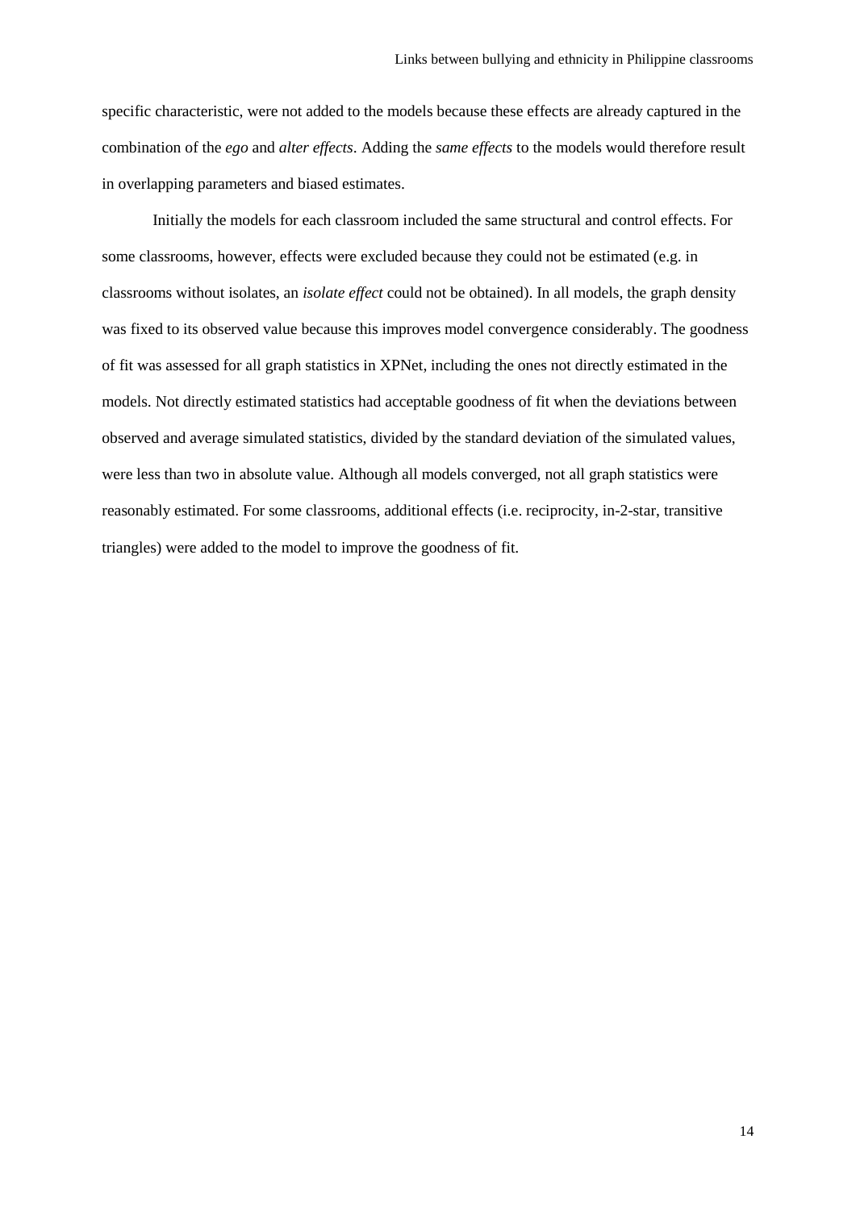specific characteristic, were not added to the models because these effects are already captured in the combination of the *ego* and *alter effects*. Adding the *same effects* to the models would therefore result in overlapping parameters and biased estimates.

Initially the models for each classroom included the same structural and control effects. For some classrooms, however, effects were excluded because they could not be estimated (e.g. in classrooms without isolates, an *isolate effect* could not be obtained). In all models, the graph density was fixed to its observed value because this improves model convergence considerably. The goodness of fit was assessed for all graph statistics in XPNet, including the ones not directly estimated in the models. Not directly estimated statistics had acceptable goodness of fit when the deviations between observed and average simulated statistics, divided by the standard deviation of the simulated values, were less than two in absolute value. Although all models converged, not all graph statistics were reasonably estimated. For some classrooms, additional effects (i.e. reciprocity, in-2-star, transitive triangles) were added to the model to improve the goodness of fit.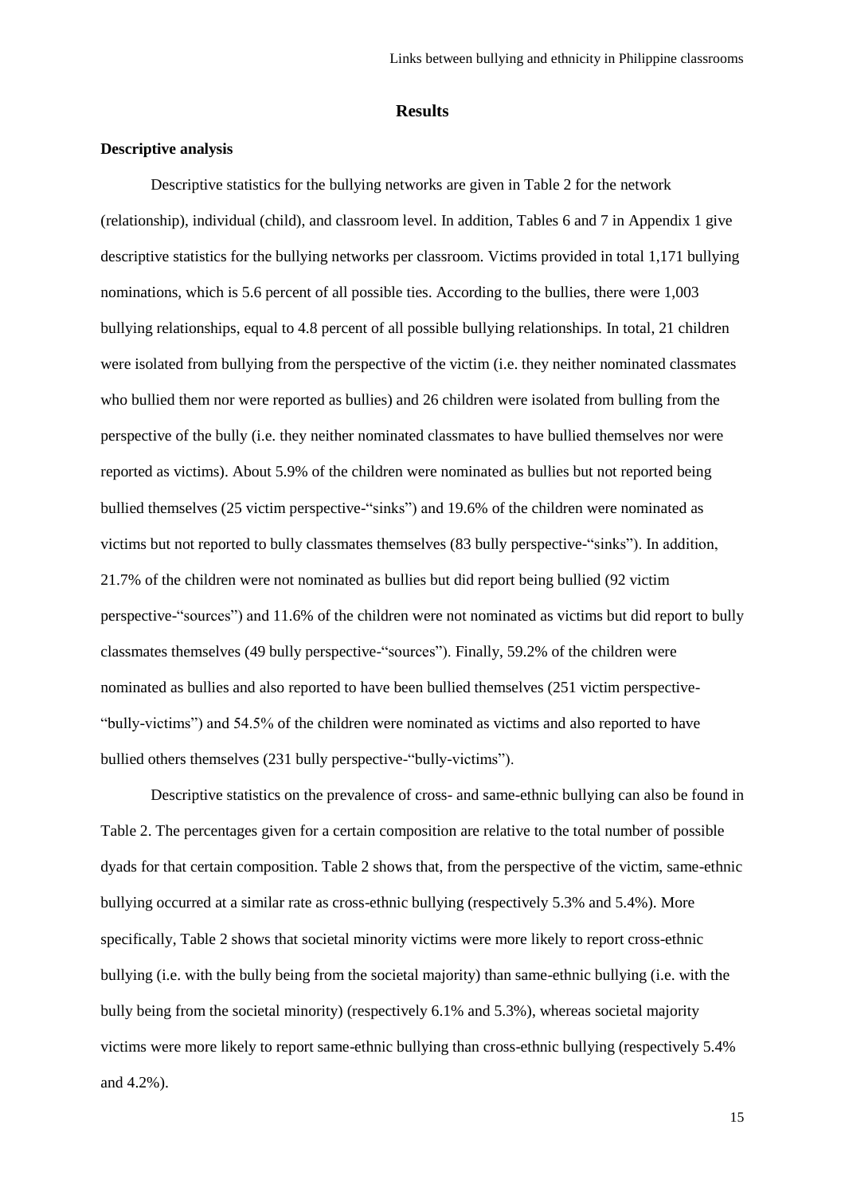## Results

### Descriptive analysis

Descriptive statistics for the bullying networks are given in Table 2 for the network (relationship), individual (child), and classroom level. In addition, Tables 6 and 7 in Appendix 1 give descriptive statistics for the bullying networks per classroom. Victims provided in total 1,171 bullying nominations, which is 5.6 percent of all possible ties. According to the bullies, there were 1,003 bullying relationships, equal to 4.8 percent of all possible bullying relationships. In total, 21 children were isolated from bullying from the perspective of the victim (i.e. they neither nominated classmates who bullied them nor were reported as bullies) and 26 children were isolated from bulling from the perspective of the bully (i.e. they neither nominated classmates to have bullied themselves nor were reported as victims). About 5.9% of the children were nominated as bullies but not reported being bullied themselves (25 victim perspective-"sinks") and 19.6% of the children were nominated as victims but not reported to bully classmates themselves (83 bully perspective-"sinks"). In addition, 21.7% of the children were not nominated as bullies but did report being bullied (92 victim perspective-"sources") and 11.6% of the children were not nominated as victims but did report to bully classmates themselves (49 bully perspective-"sources"). Finally, 59.2% of the children were nominated as bullies and also reported to have been bullied themselves (251 victim perspective-"bully-victims") and 54.5% of the children were nominated as victims and also reported to have bullied others themselves (231 bully perspective-"bully-victims").

Descriptive statistics on the prevalence of cross- and same-ethnic bullying can also be found in Table 2. The percentages given for a certain composition are relative to the total number of possible dyads for that certain composition. Table 2 shows that, from the perspective of the victim, same-ethnic bullying occurred at a similar rate as cross-ethnic bullying (respectively 5.3% and 5.4%). More specifically, Table 2 shows that societal minority victims were more likely to report cross-ethnic bullying (i.e. with the bully being from the societal majority) than same-ethnic bullying (i.e. with the bully being from the societal minority) (respectively 6.1% and 5.3%), whereas societal majority victims were more likely to report same-ethnic bullying than cross-ethnic bullying (respectively 5.4% and 4.2%).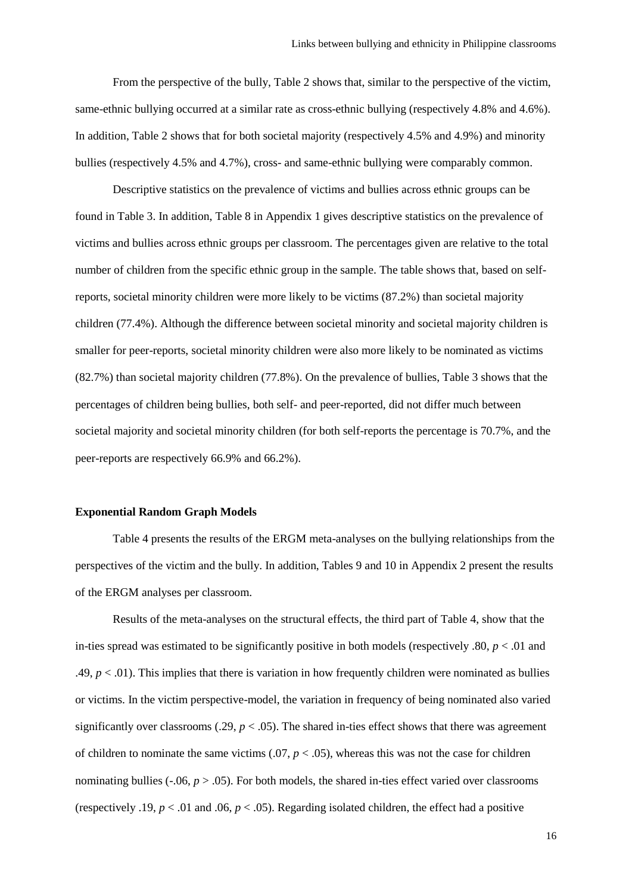From the perspective of the bully, Table 2 shows that, similar to the perspective of the victim, same-ethnic bullying occurred at a similar rate as cross-ethnic bullying (respectively 4.8% and 4.6%). In addition, Table 2 shows that for both societal majority (respectively 4.5% and 4.9%) and minority bullies (respectively 4.5% and 4.7%), cross- and same-ethnic bullying were comparably common.

Descriptive statistics on the prevalence of victims and bullies across ethnic groups can be found in Table 3. In addition, Table 8 in Appendix 1 gives descriptive statistics on the prevalence of victims and bullies across ethnic groups per classroom. The percentages given are relative to the total number of children from the specific ethnic group in the sample. The table shows that, based on self-reports, societal minority children were more likely to be victims (87.2%) than societal majority children (77.4%). Although the difference between societal minority and societal majority children is smaller for peer-reports, societal minority children were also more likely to be nominated as victims (82.7%) than societal majority children (77.8%). On the prevalence of bullies, Table 3 shows that the percentages of children being bullies, both self- and peer-reported, did not differ much between societal majority and societal minority children (for both self-reports the percentage is 70.7%, and the peer-reports are respectively 66.9% and 66.2%).

**Exponential Random Graph Models**

Table 4 presents the results of the ERGM meta-analyses on the bullying relationships from the perspectives of the victim and the bully. In addition, Tables 9 and 10 in Appendix 2 present the results of the ERGM analyses per classroom.

Results of the meta-analyses on the structural effects, the third part of Table 4, show that the in-ties spread was estimated to be significantly positive in both models (respectively .80, $p < .01$ and .49, $p < .01$). This implies that there is variation in how frequently children were nominated as bullies or victims. In the victim perspective-model, the variation in frequency of being nominated also varied significantly over classrooms (.29, $p < .05$). The shared in-ties effect shows that there was agreement of children to nominate the same victims (.07, $p < .05$), whereas this was not the case for children nominating bullies (-.06, $p > .05$). For both models, the shared in-ties effect varied over classrooms (respectively .19, $p < .01$ and .06, $p < .05$). Regarding isolated children, the effect had a positive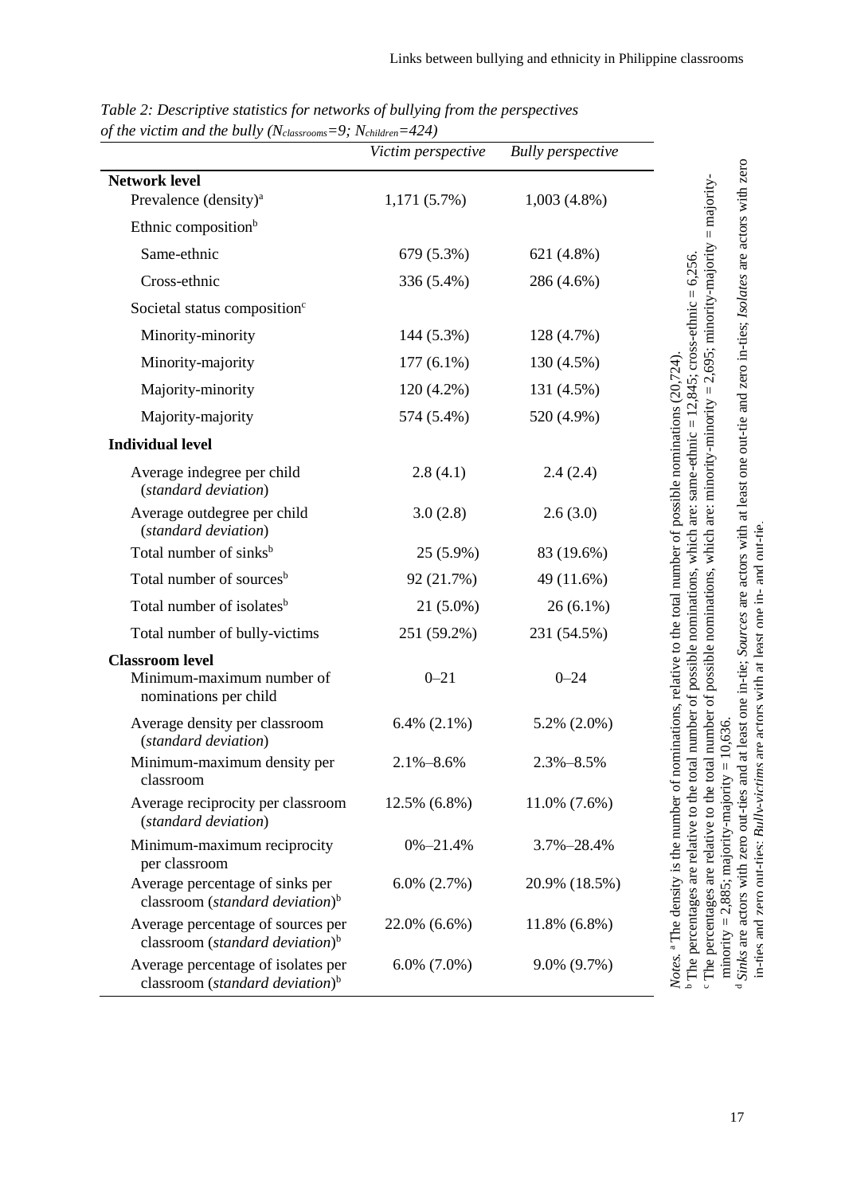*Table 2: Descriptive statistics for networks of bullying from the perspectives of the victim and the bully ($N_{classrooms}$=9; $N_{children}$=424)*

| | *Victim perspective* | *Bully perspective* |
|---|---|---|
| **Network level** | | |
| Prevalence (density)[a] | 1,171 (5.7%) | 1,003 (4.8%) |
| Ethnic composition[b] | | |
| Same-ethnic | 679 (5.3%) | 621 (4.8%) |
| Cross-ethnic | 336 (5.4%) | 286 (4.6%) |
| Societal status composition[c] | | |
| Minority-minority | 144 (5.3%) | 128 (4.7%) |
| Minority-majority | 177 (6.1%) | 130 (4.5%) |
| Majority-minority | 120 (4.2%) | 131 (4.5%) |
| Majority-majority | 574 (5.4%) | 520 (4.9%) |
| **Individual level** | | |
| Average indegree per child (*standard deviation*) | 2.8 (4.1) | 2.4 (2.4) |
| Average outdegree per child (*standard deviation*) | 3.0 (2.8) | 2.6 (3.0) |
| Total number of sinks[b] | 25 (5.9%) | 83 (19.6%) |
| Total number of sources[b] | 92 (21.7%) | 49 (11.6%) |
| Total number of isolates[b] | 21 (5.0%) | 26 (6.1%) |
| Total number of bully-victims | 251 (59.2%) | 231 (54.5%) |
| **Classroom level** | | |
| Minimum-maximum number of nominations per child | 0–21 | 0–24 |
| Average density per classroom (*standard deviation*) | 6.4% (2.1%) | 5.2% (2.0%) |
| Minimum-maximum density per classroom | 2.1%–8.6% | 2.3%–8.5% |
| Average reciprocity per classroom (*standard deviation*) | 12.5% (6.8%) | 11.0% (7.6%) |
| Minimum-maximum reciprocity per classroom | 0%–21.4% | 3.7%–28.4% |
| Average percentage of sinks per classroom (*standard deviation*)[b] | 6.0% (2.7%) | 20.9% (18.5%) |
| Average percentage of sources per classroom (*standard deviation*)[b] | 22.0% (6.6%) | 11.8% (6.8%) |
| Average percentage of isolates per classroom (*standard deviation*)[b] | 6.0% (7.0%) | 9.0% (9.7%) |

*Notes.* [a] The density is the number of nominations, relative to the total number of possible nominations (20,724).
[b] The percentages are relative to the total number of possible nominations, which are: same-ethnic = 12,845; cross-ethnic = 6,256.
[c] The percentages are relative to the total number of possible nominations, which are: minority-minority = 2,695; minority-majority = majority-minority = 2,885; majority-majority = 10,636.
[d] *Sinks* are actors with zero out-ties and at least one in-tie; *Sources* are actors with at least one out-tie and zero in-ties; *Isolates* are actors with zero in-ties and zero out-ties; *Bully-victims* are actors with at least one in- and out-tie.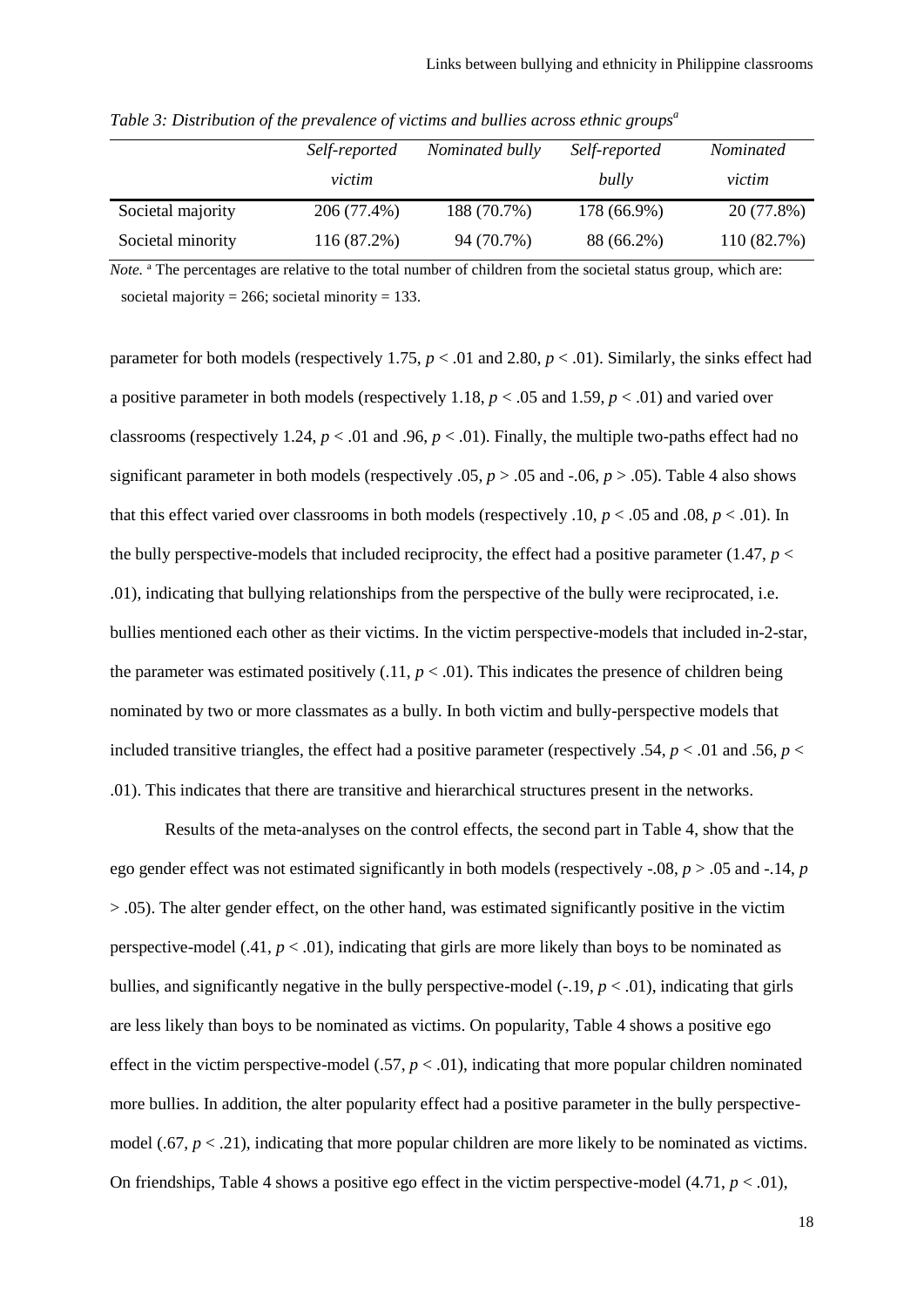*Table 3: Distribution of the prevalence of victims and bullies across ethnic groups*[a]

| | *Self-reported victim* | *Nominated bully* | *Self-reported bully* | *Nominated victim* |
|---|---|---|---|---|
| Societal majority | 206 (77.4%) | 188 (70.7%) | 178 (66.9%) | 20 (77.8%) |
| Societal minority | 116 (87.2%) | 94 (70.7%) | 88 (66.2%) | 110 (82.7%) |

*Note.* [a] The percentages are relative to the total number of children from the societal status group, which are: societal majority = 266; societal minority = 133.

parameter for both models (respectively 1.75, $p < .01$ and 2.80, $p < .01$). Similarly, the sinks effect had a positive parameter in both models (respectively 1.18, $p < .05$ and 1.59, $p < .01$) and varied over classrooms (respectively 1.24, $p < .01$ and .96, $p < .01$). Finally, the multiple two-paths effect had no significant parameter in both models (respectively .05, $p > .05$ and -.06, $p > .05$). Table 4 also shows that this effect varied over classrooms in both models (respectively .10, $p < .05$ and .08, $p < .01$). In the bully perspective-models that included reciprocity, the effect had a positive parameter (1.47, $p < .01$), indicating that bullying relationships from the perspective of the bully were reciprocated, i.e. bullies mentioned each other as their victims. In the victim perspective-models that included in-2-star, the parameter was estimated positively (.11, $p < .01$). This indicates the presence of children being nominated by two or more classmates as a bully. In both victim and bully-perspective models that included transitive triangles, the effect had a positive parameter (respectively .54, $p < .01$ and .56, $p < .01$). This indicates that there are transitive and hierarchical structures present in the networks.

Results of the meta-analyses on the control effects, the second part in Table 4, show that the ego gender effect was not estimated significantly in both models (respectively -.08, $p > .05$ and -.14, $p > .05$). The alter gender effect, on the other hand, was estimated significantly positive in the victim perspective-model (.41, $p < .01$), indicating that girls are more likely than boys to be nominated as bullies, and significantly negative in the bully perspective-model (-.19, $p < .01$), indicating that girls are less likely than boys to be nominated as victims. On popularity, Table 4 shows a positive ego effect in the victim perspective-model (.57, $p < .01$), indicating that more popular children nominated more bullies. In addition, the alter popularity effect had a positive parameter in the bully perspective-model (.67, $p < .21$), indicating that more popular children are more likely to be nominated as victims. On friendships, Table 4 shows a positive ego effect in the victim perspective-model (4.71, $p < .01$),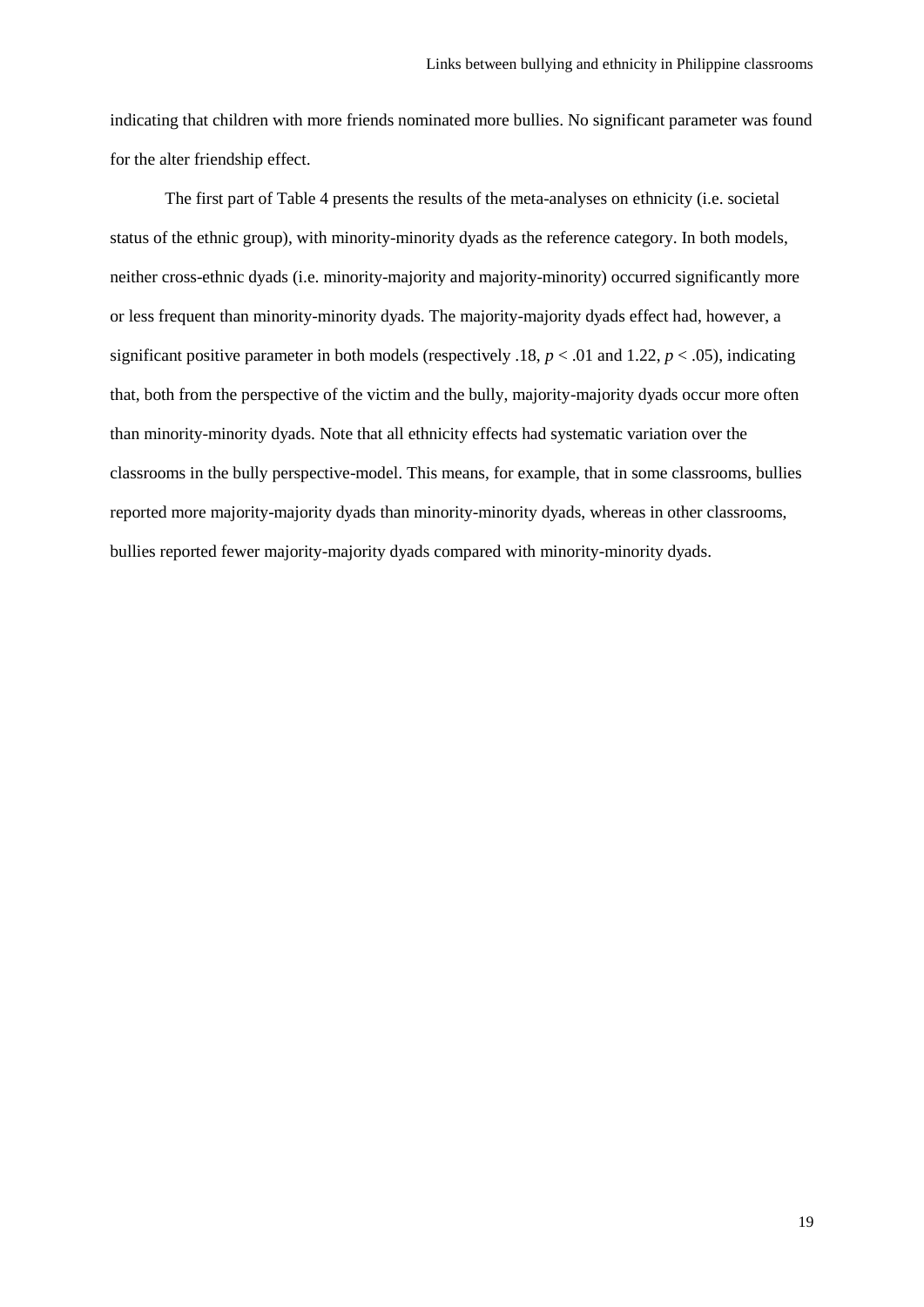indicating that children with more friends nominated more bullies. No significant parameter was found for the alter friendship effect.

The first part of Table 4 presents the results of the meta-analyses on ethnicity (i.e. societal status of the ethnic group), with minority-minority dyads as the reference category. In both models, neither cross-ethnic dyads (i.e. minority-majority and majority-minority) occurred significantly more or less frequent than minority-minority dyads. The majority-majority dyads effect had, however, a significant positive parameter in both models (respectively .18, $p < .01$ and 1.22, $p < .05$), indicating that, both from the perspective of the victim and the bully, majority-majority dyads occur more often than minority-minority dyads. Note that all ethnicity effects had systematic variation over the classrooms in the bully perspective-model. This means, for example, that in some classrooms, bullies reported more majority-majority dyads than minority-minority dyads, whereas in other classrooms, bullies reported fewer majority-majority dyads compared with minority-minority dyads.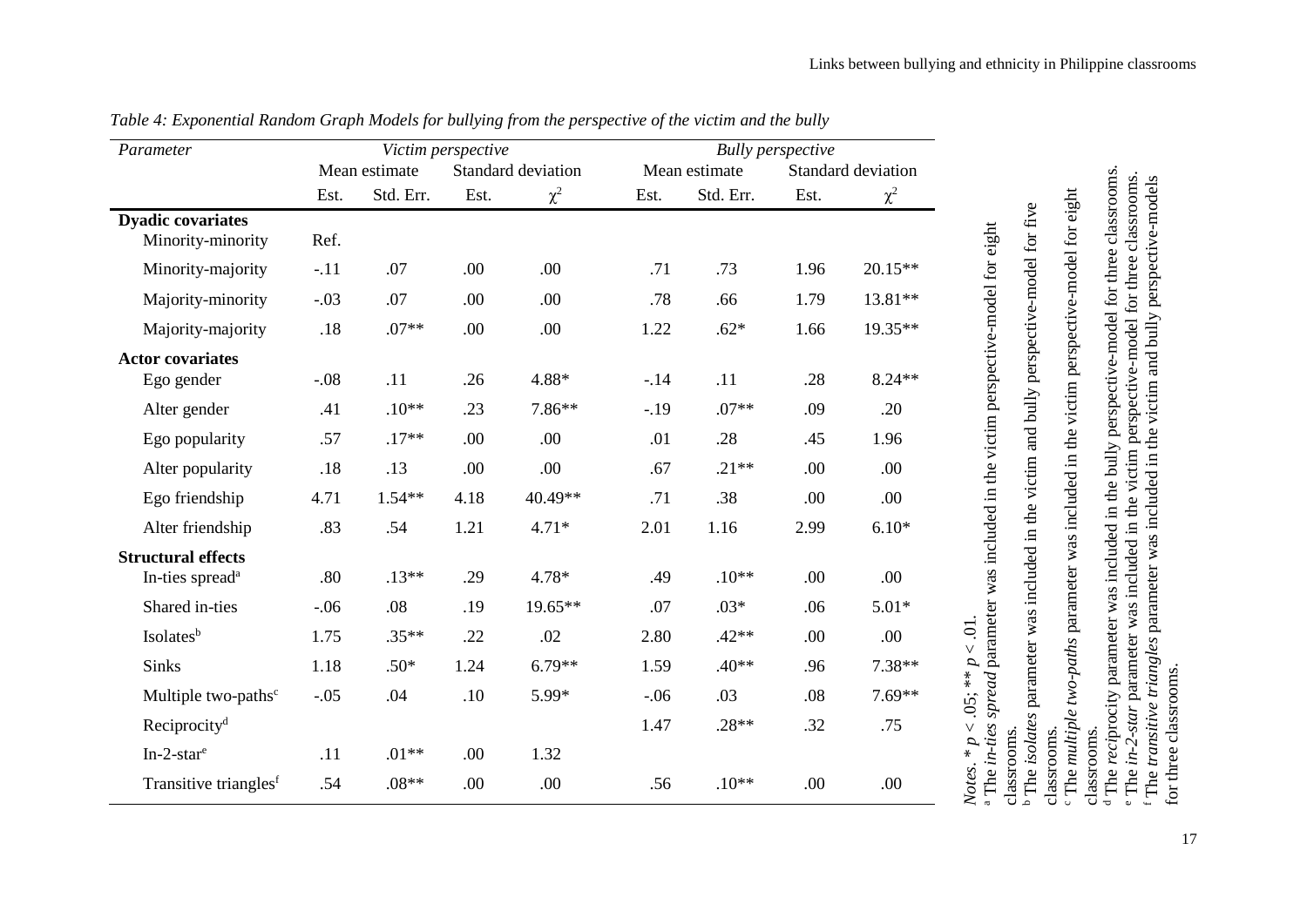*Table 4: Exponential Random Graph Models for bullying from the perspective of the victim and the bully*

| *Parameter* | *Victim perspective* | | | | *Bully perspective* | | | |
|---|---|---|---|---|---|---|---|---|
| | Mean estimate | | Standard deviation | | Mean estimate | | Standard deviation | |
| | Est. | Std. Err. | Est. | $\chi^2$ | Est. | Std. Err. | Est. | $\chi^2$ |
| **Dyadic covariates** | | | | | | | | |
| Minority-minority | Ref. | | | | | | | |
| Minority-majority | -.11 | .07 | .00 | .00 | .71 | .73 | 1.96 | 20.15** |
| Majority-minority | -.03 | .07 | .00 | .00 | .78 | .66 | 1.79 | 13.81** |
| Majority-majority | .18 | .07** | .00 | .00 | 1.22 | .62* | 1.66 | 19.35** |
| **Actor covariates** | | | | | | | | |
| Ego gender | -.08 | .11 | .26 | 4.88* | -.14 | .11 | .28 | 8.24** |
| Alter gender | .41 | .10** | .23 | 7.86** | -.19 | .07** | .09 | .20 |
| Ego popularity | .57 | .17** | .00 | .00 | .01 | .28 | .45 | 1.96 |
| Alter popularity | .18 | .13 | .00 | .00 | .67 | .21** | .00 | .00 |
| Ego friendship | 4.71 | 1.54** | 4.18 | 40.49** | .71 | .38 | .00 | .00 |
| Alter friendship | .83 | .54 | 1.21 | 4.71* | 2.01 | 1.16 | 2.99 | 6.10* |
| **Structural effects** | | | | | | | | |
| In-ties spread[a] | .80 | .13** | .29 | 4.78* | .49 | .10** | .00 | .00 |
| Shared in-ties | -.06 | .08 | .19 | 19.65** | .07 | .03* | .06 | 5.01* |
| Isolates[b] | 1.75 | .35** | .22 | .02 | 2.80 | .42** | .00 | .00 |
| Sinks | 1.18 | .50* | 1.24 | 6.79** | 1.59 | .40** | .96 | 7.38** |
| Multiple two-paths[c] | -.05 | .04 | .10 | 5.99* | -.06 | .03 | .08 | 7.69** |
| Reciprocity[d] | | | | | 1.47 | .28** | .32 | .75 |
| In-2-star[e] | .11 | .01** | .00 | 1.32 | | | | |
| Transitive triangles[f] | .54 | .08** | .00 | .00 | .56 | .10** | .00 | .00 |

*Notes*. * $p < .05$; ** $p < .01$.
[a] The *in-ties spread* parameter was included in the victim perspective-model for eight classrooms.
[b] The *isolates* parameter was included in the victim and bully perspective-model for five classrooms.
[c] The *multiple two-paths* parameter was included in the victim perspective-model for eight classrooms.
[d] The *reciprocity* parameter was included in the bully perspective-model for three classrooms.
[e] The *in-2-star* parameter was included in the victim perspective-model for three classrooms.
[f] The *transitive triangles* parameter was included in the victim and bully perspective-models for three classrooms.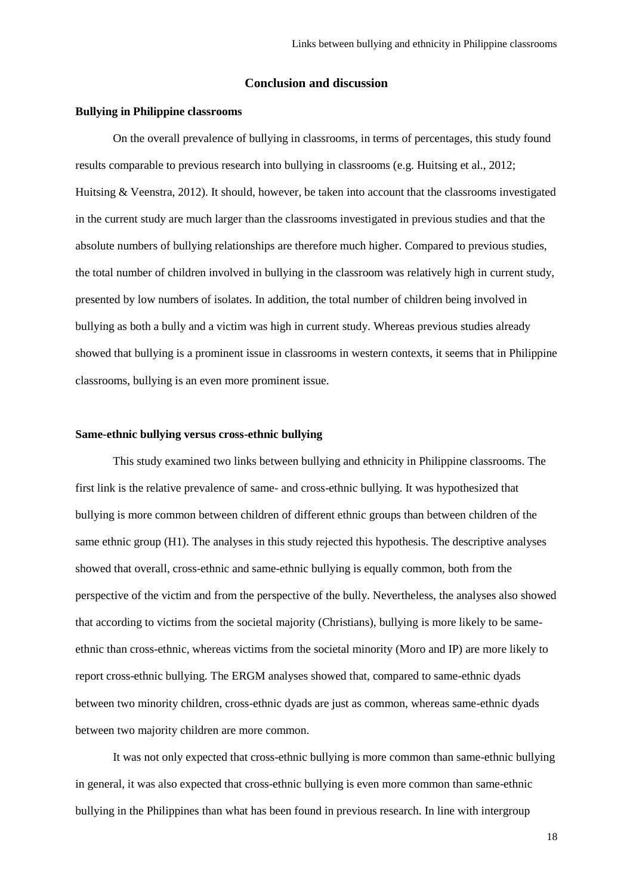## Conclusion and discussion

### Bullying in Philippine classrooms

On the overall prevalence of bullying in classrooms, in terms of percentages, this study found results comparable to previous research into bullying in classrooms (e.g. Huitsing et al., 2012; Huitsing & Veenstra, 2012). It should, however, be taken into account that the classrooms investigated in the current study are much larger than the classrooms investigated in previous studies and that the absolute numbers of bullying relationships are therefore much higher. Compared to previous studies, the total number of children involved in bullying in the classroom was relatively high in current study, presented by low numbers of isolates. In addition, the total number of children being involved in bullying as both a bully and a victim was high in current study. Whereas previous studies already showed that bullying is a prominent issue in classrooms in western contexts, it seems that in Philippine classrooms, bullying is an even more prominent issue.

### Same-ethnic bullying versus cross-ethnic bullying

This study examined two links between bullying and ethnicity in Philippine classrooms. The first link is the relative prevalence of same- and cross-ethnic bullying. It was hypothesized that bullying is more common between children of different ethnic groups than between children of the same ethnic group (H1). The analyses in this study rejected this hypothesis. The descriptive analyses showed that overall, cross-ethnic and same-ethnic bullying is equally common, both from the perspective of the victim and from the perspective of the bully. Nevertheless, the analyses also showed that according to victims from the societal majority (Christians), bullying is more likely to be same-ethnic than cross-ethnic, whereas victims from the societal minority (Moro and IP) are more likely to report cross-ethnic bullying. The ERGM analyses showed that, compared to same-ethnic dyads between two minority children, cross-ethnic dyads are just as common, whereas same-ethnic dyads between two majority children are more common.

It was not only expected that cross-ethnic bullying is more common than same-ethnic bullying in general, it was also expected that cross-ethnic bullying is even more common than same-ethnic bullying in the Philippines than what has been found in previous research. In line with intergroup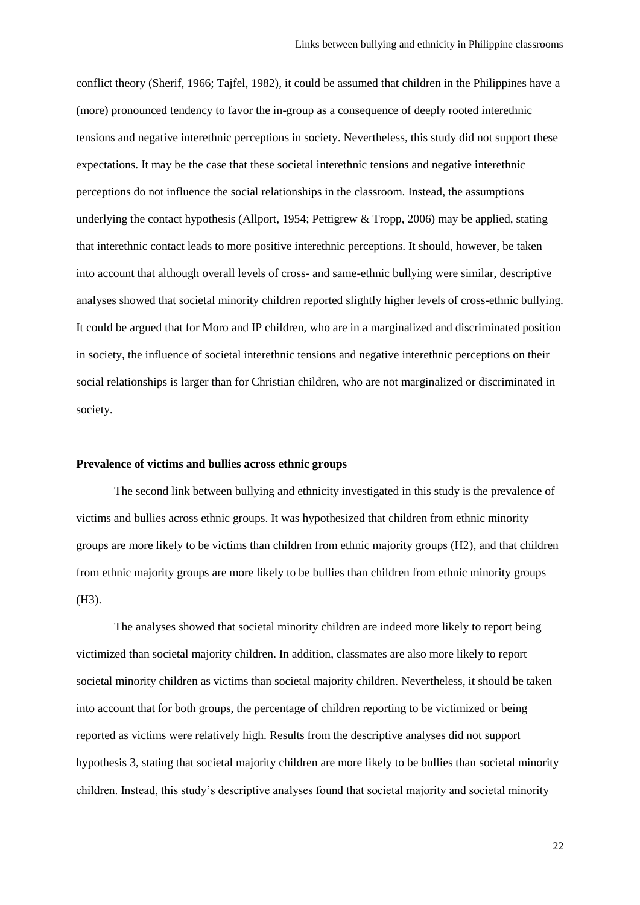conflict theory (Sherif, 1966; Tajfel, 1982), it could be assumed that children in the Philippines have a (more) pronounced tendency to favor the in-group as a consequence of deeply rooted interethnic tensions and negative interethnic perceptions in society. Nevertheless, this study did not support these expectations. It may be the case that these societal interethnic tensions and negative interethnic perceptions do not influence the social relationships in the classroom. Instead, the assumptions underlying the contact hypothesis (Allport, 1954; Pettigrew & Tropp, 2006) may be applied, stating that interethnic contact leads to more positive interethnic perceptions. It should, however, be taken into account that although overall levels of cross- and same-ethnic bullying were similar, descriptive analyses showed that societal minority children reported slightly higher levels of cross-ethnic bullying. It could be argued that for Moro and IP children, who are in a marginalized and discriminated position in society, the influence of societal interethnic tensions and negative interethnic perceptions on their social relationships is larger than for Christian children, who are not marginalized or discriminated in society.

**Prevalence of victims and bullies across ethnic groups**

The second link between bullying and ethnicity investigated in this study is the prevalence of victims and bullies across ethnic groups. It was hypothesized that children from ethnic minority groups are more likely to be victims than children from ethnic majority groups (H2), and that children from ethnic majority groups are more likely to be bullies than children from ethnic minority groups (H3).

The analyses showed that societal minority children are indeed more likely to report being victimized than societal majority children. In addition, classmates are also more likely to report societal minority children as victims than societal majority children. Nevertheless, it should be taken into account that for both groups, the percentage of children reporting to be victimized or being reported as victims were relatively high. Results from the descriptive analyses did not support hypothesis 3, stating that societal majority children are more likely to be bullies than societal minority children. Instead, this study's descriptive analyses found that societal majority and societal minority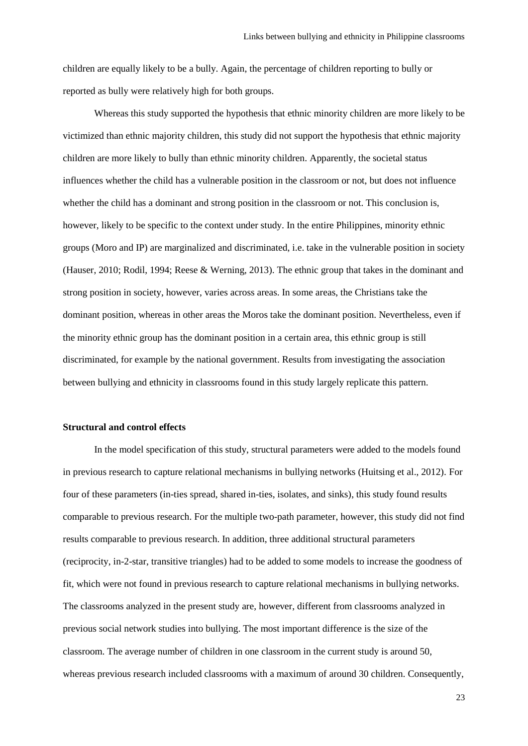children are equally likely to be a bully. Again, the percentage of children reporting to bully or reported as bully were relatively high for both groups.

Whereas this study supported the hypothesis that ethnic minority children are more likely to be victimized than ethnic majority children, this study did not support the hypothesis that ethnic majority children are more likely to bully than ethnic minority children. Apparently, the societal status influences whether the child has a vulnerable position in the classroom or not, but does not influence whether the child has a dominant and strong position in the classroom or not. This conclusion is, however, likely to be specific to the context under study. In the entire Philippines, minority ethnic groups (Moro and IP) are marginalized and discriminated, i.e. take in the vulnerable position in society (Hauser, 2010; Rodil, 1994; Reese & Werning, 2013). The ethnic group that takes in the dominant and strong position in society, however, varies across areas. In some areas, the Christians take the dominant position, whereas in other areas the Moros take the dominant position. Nevertheless, even if the minority ethnic group has the dominant position in a certain area, this ethnic group is still discriminated, for example by the national government. Results from investigating the association between bullying and ethnicity in classrooms found in this study largely replicate this pattern.

**Structural and control effects**

In the model specification of this study, structural parameters were added to the models found in previous research to capture relational mechanisms in bullying networks (Huitsing et al., 2012). For four of these parameters (in-ties spread, shared in-ties, isolates, and sinks), this study found results comparable to previous research. For the multiple two-path parameter, however, this study did not find results comparable to previous research. In addition, three additional structural parameters (reciprocity, in-2-star, transitive triangles) had to be added to some models to increase the goodness of fit, which were not found in previous research to capture relational mechanisms in bullying networks. The classrooms analyzed in the present study are, however, different from classrooms analyzed in previous social network studies into bullying. The most important difference is the size of the classroom. The average number of children in one classroom in the current study is around 50, whereas previous research included classrooms with a maximum of around 30 children. Consequently,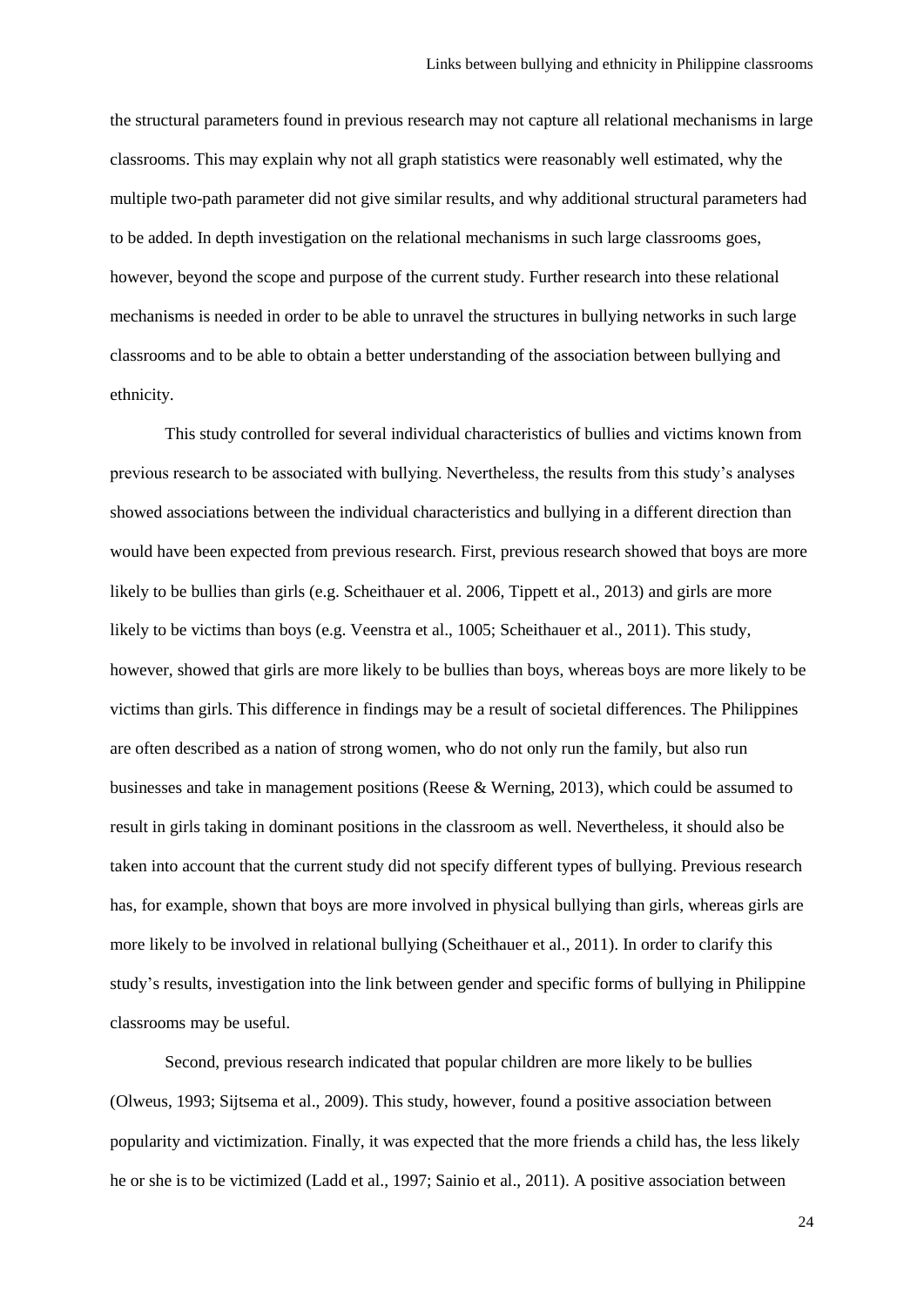the structural parameters found in previous research may not capture all relational mechanisms in large classrooms. This may explain why not all graph statistics were reasonably well estimated, why the multiple two-path parameter did not give similar results, and why additional structural parameters had to be added. In depth investigation on the relational mechanisms in such large classrooms goes, however, beyond the scope and purpose of the current study. Further research into these relational mechanisms is needed in order to be able to unravel the structures in bullying networks in such large classrooms and to be able to obtain a better understanding of the association between bullying and ethnicity.

This study controlled for several individual characteristics of bullies and victims known from previous research to be associated with bullying. Nevertheless, the results from this study's analyses showed associations between the individual characteristics and bullying in a different direction than would have been expected from previous research. First, previous research showed that boys are more likely to be bullies than girls (e.g. Scheithauer et al. 2006, Tippett et al., 2013) and girls are more likely to be victims than boys (e.g. Veenstra et al., 1005; Scheithauer et al., 2011). This study, however, showed that girls are more likely to be bullies than boys, whereas boys are more likely to be victims than girls. This difference in findings may be a result of societal differences. The Philippines are often described as a nation of strong women, who do not only run the family, but also run businesses and take in management positions (Reese & Werning, 2013), which could be assumed to result in girls taking in dominant positions in the classroom as well. Nevertheless, it should also be taken into account that the current study did not specify different types of bullying. Previous research has, for example, shown that boys are more involved in physical bullying than girls, whereas girls are more likely to be involved in relational bullying (Scheithauer et al., 2011). In order to clarify this study's results, investigation into the link between gender and specific forms of bullying in Philippine classrooms may be useful.

Second, previous research indicated that popular children are more likely to be bullies (Olweus, 1993; Sijtsema et al., 2009). This study, however, found a positive association between popularity and victimization. Finally, it was expected that the more friends a child has, the less likely he or she is to be victimized (Ladd et al., 1997; Sainio et al., 2011). A positive association between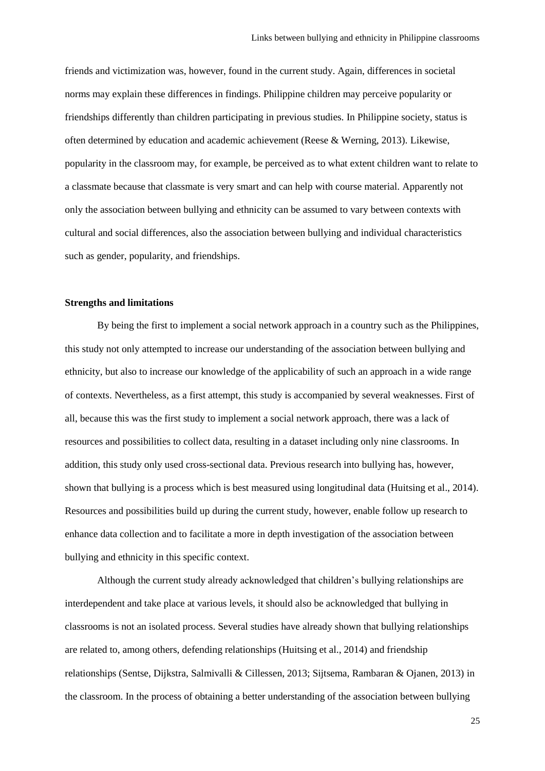friends and victimization was, however, found in the current study. Again, differences in societal norms may explain these differences in findings. Philippine children may perceive popularity or friendships differently than children participating in previous studies. In Philippine society, status is often determined by education and academic achievement (Reese & Werning, 2013). Likewise, popularity in the classroom may, for example, be perceived as to what extent children want to relate to a classmate because that classmate is very smart and can help with course material. Apparently not only the association between bullying and ethnicity can be assumed to vary between contexts with cultural and social differences, also the association between bullying and individual characteristics such as gender, popularity, and friendships.

**Strengths and limitations**

By being the first to implement a social network approach in a country such as the Philippines, this study not only attempted to increase our understanding of the association between bullying and ethnicity, but also to increase our knowledge of the applicability of such an approach in a wide range of contexts. Nevertheless, as a first attempt, this study is accompanied by several weaknesses. First of all, because this was the first study to implement a social network approach, there was a lack of resources and possibilities to collect data, resulting in a dataset including only nine classrooms. In addition, this study only used cross-sectional data. Previous research into bullying has, however, shown that bullying is a process which is best measured using longitudinal data (Huitsing et al., 2014). Resources and possibilities build up during the current study, however, enable follow up research to enhance data collection and to facilitate a more in depth investigation of the association between bullying and ethnicity in this specific context.

Although the current study already acknowledged that children's bullying relationships are interdependent and take place at various levels, it should also be acknowledged that bullying in classrooms is not an isolated process. Several studies have already shown that bullying relationships are related to, among others, defending relationships (Huitsing et al., 2014) and friendship relationships (Sentse, Dijkstra, Salmivalli & Cillessen, 2013; Sijtsema, Rambaran & Ojanen, 2013) in the classroom. In the process of obtaining a better understanding of the association between bullying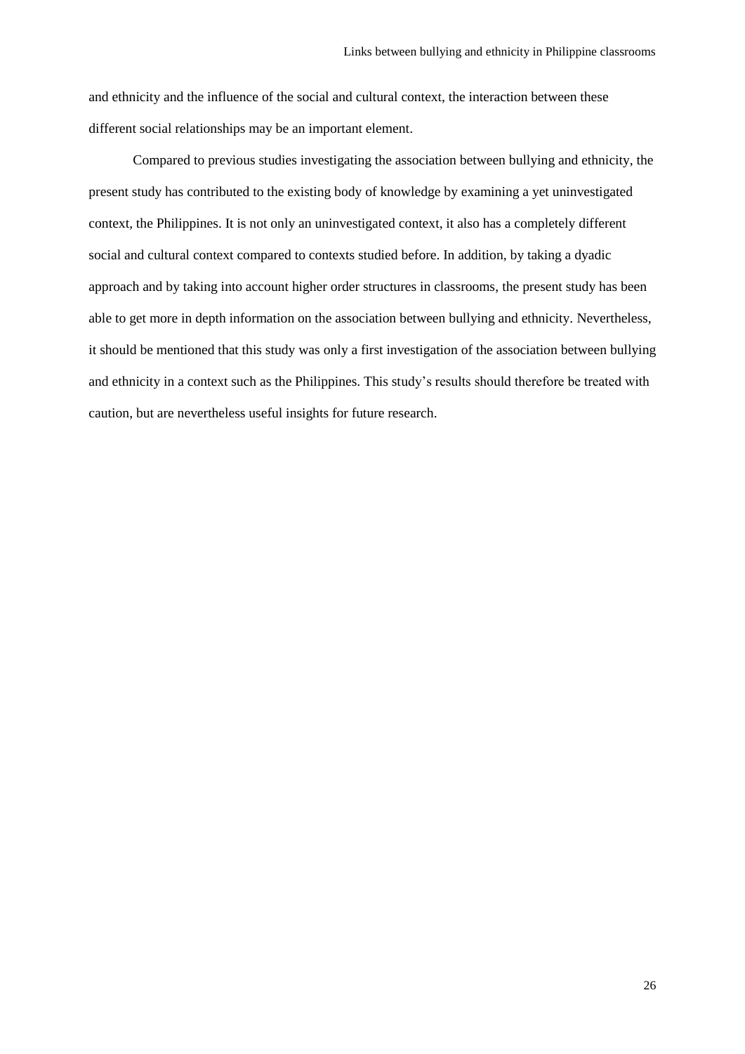and ethnicity and the influence of the social and cultural context, the interaction between these different social relationships may be an important element.

Compared to previous studies investigating the association between bullying and ethnicity, the present study has contributed to the existing body of knowledge by examining a yet uninvestigated context, the Philippines. It is not only an uninvestigated context, it also has a completely different social and cultural context compared to contexts studied before. In addition, by taking a dyadic approach and by taking into account higher order structures in classrooms, the present study has been able to get more in depth information on the association between bullying and ethnicity. Nevertheless, it should be mentioned that this study was only a first investigation of the association between bullying and ethnicity in a context such as the Philippines. This study's results should therefore be treated with caution, but are nevertheless useful insights for future research.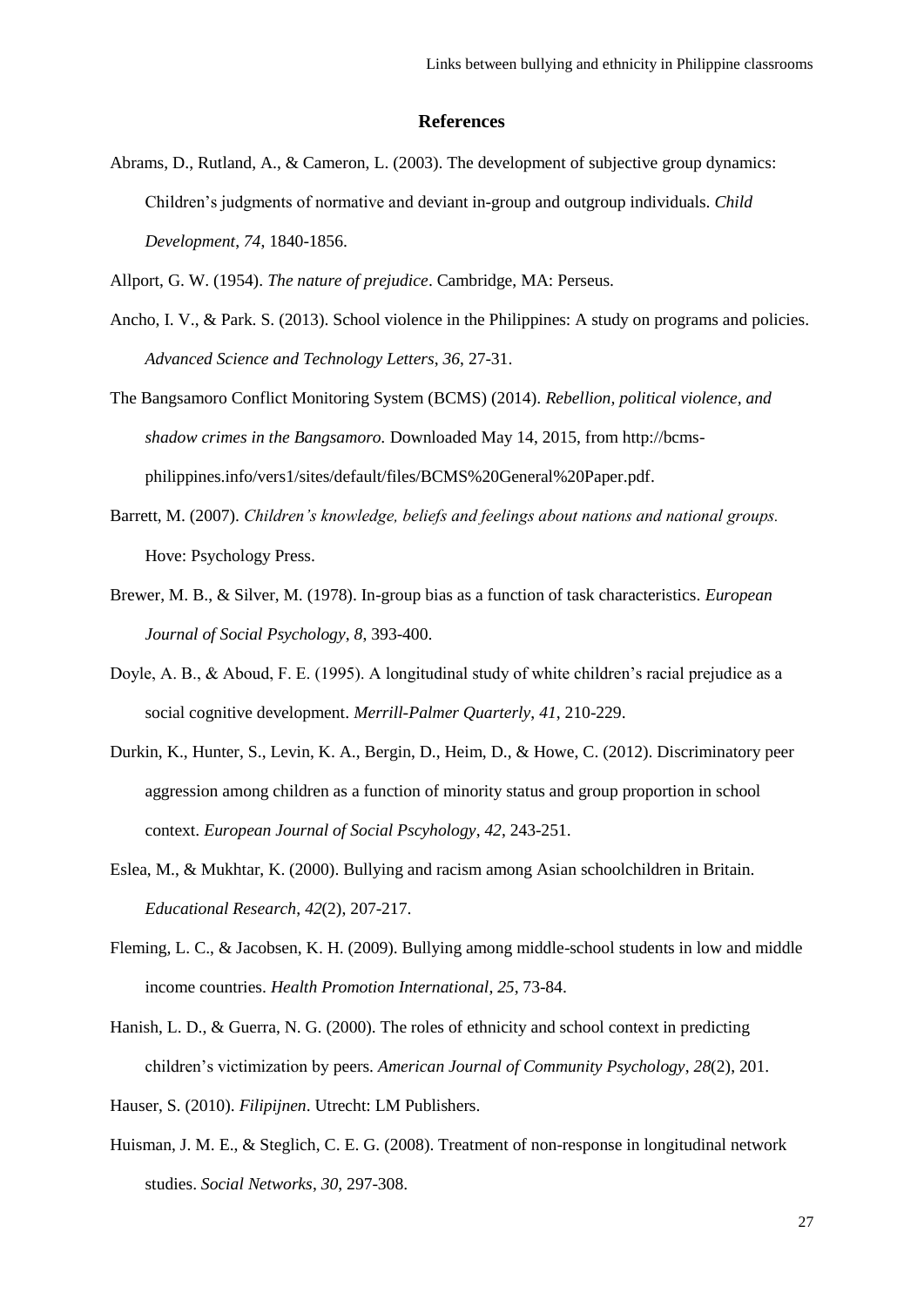## References

Abrams, D., Rutland, A., & Cameron, L. (2003). The development of subjective group dynamics: Children's judgments of normative and deviant in-group and outgroup individuals. *Child Development*, *74*, 1840-1856.

Allport, G. W. (1954). *The nature of prejudice*. Cambridge, MA: Perseus.

Ancho, I. V., & Park. S. (2013). School violence in the Philippines: A study on programs and policies. *Advanced Science and Technology Letters*, *36*, 27-31.

The Bangsamoro Conflict Monitoring System (BCMS) (2014). *Rebellion, political violence, and shadow crimes in the Bangsamoro.* Downloaded May 14, 2015, from http://bcms-philippines.info/vers1/sites/default/files/BCMS%20General%20Paper.pdf.

Barrett, M. (2007). *Children's knowledge, beliefs and feelings about nations and national groups.* Hove: Psychology Press.

Brewer, M. B., & Silver, M. (1978). In-group bias as a function of task characteristics. *European Journal of Social Psychology*, *8*, 393-400.

Doyle, A. B., & Aboud, F. E. (1995). A longitudinal study of white children's racial prejudice as a social cognitive development. *Merrill-Palmer Quarterly*, *41*, 210-229.

Durkin, K., Hunter, S., Levin, K. A., Bergin, D., Heim, D., & Howe, C. (2012). Discriminatory peer aggression among children as a function of minority status and group proportion in school context. *European Journal of Social Pscyhology*, *42*, 243-251.

Eslea, M., & Mukhtar, K. (2000). Bullying and racism among Asian schoolchildren in Britain. *Educational Research*, *42*(2), 207-217.

Fleming, L. C., & Jacobsen, K. H. (2009). Bullying among middle-school students in low and middle income countries. *Health Promotion International*, *25*, 73-84.

Hanish, L. D., & Guerra, N. G. (2000). The roles of ethnicity and school context in predicting children's victimization by peers. *American Journal of Community Psychology*, *28*(2), 201.

Hauser, S. (2010). *Filipijnen*. Utrecht: LM Publishers.

Huisman, J. M. E., & Steglich, C. E. G. (2008). Treatment of non-response in longitudinal network studies. *Social Networks*, *30*, 297-308.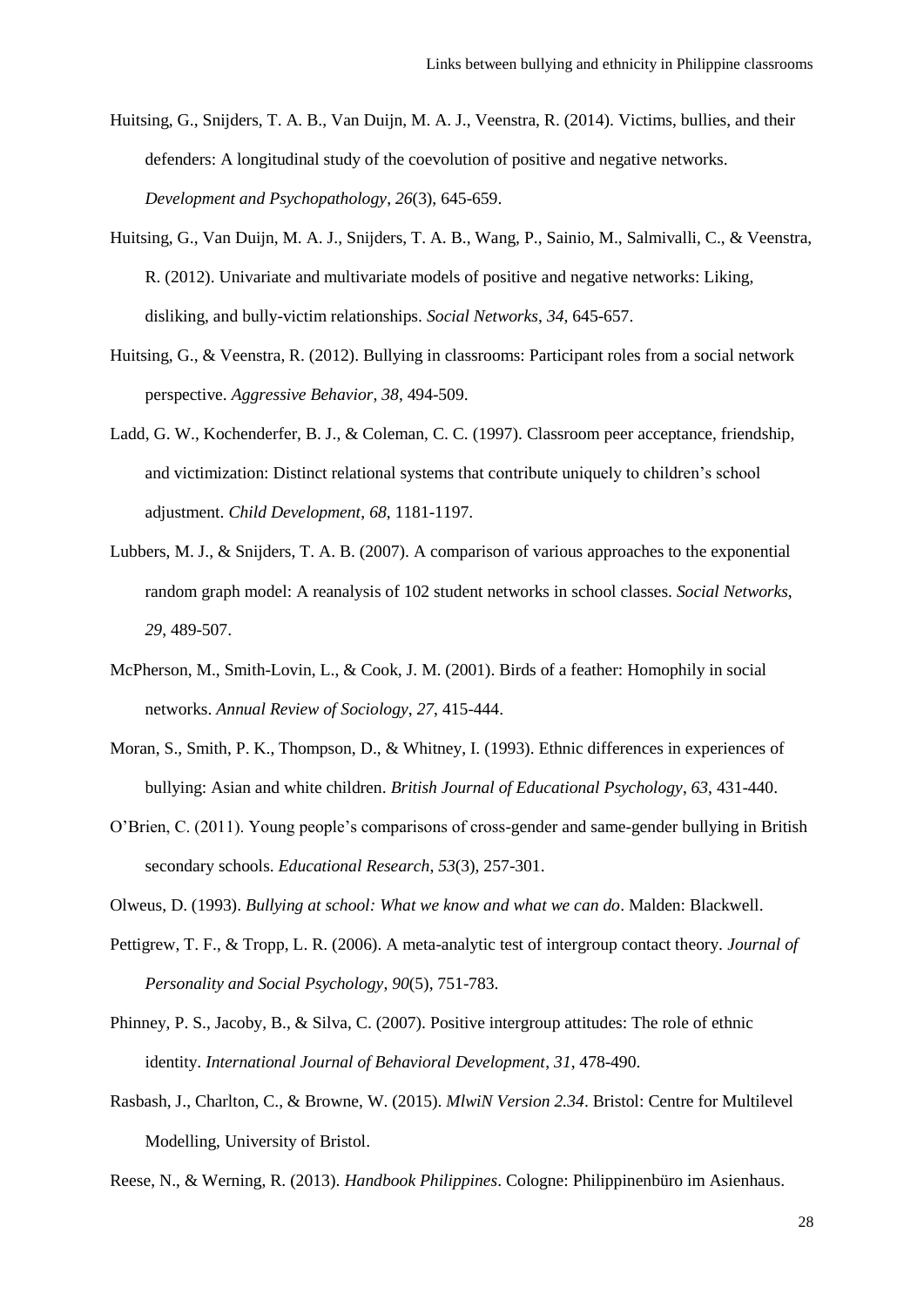Huitsing, G., Snijders, T. A. B., Van Duijn, M. A. J., Veenstra, R. (2014). Victims, bullies, and their defenders: A longitudinal study of the coevolution of positive and negative networks. *Development and Psychopathology*, *26*(3), 645-659.

Huitsing, G., Van Duijn, M. A. J., Snijders, T. A. B., Wang, P., Sainio, M., Salmivalli, C., & Veenstra, R. (2012). Univariate and multivariate models of positive and negative networks: Liking, disliking, and bully-victim relationships. *Social Networks*, *34*, 645-657.

Huitsing, G., & Veenstra, R. (2012). Bullying in classrooms: Participant roles from a social network perspective. *Aggressive Behavior*, *38*, 494-509.

Ladd, G. W., Kochenderfer, B. J., & Coleman, C. C. (1997). Classroom peer acceptance, friendship, and victimization: Distinct relational systems that contribute uniquely to children's school adjustment. *Child Development*, *68*, 1181-1197.

Lubbers, M. J., & Snijders, T. A. B. (2007). A comparison of various approaches to the exponential random graph model: A reanalysis of 102 student networks in school classes. *Social Networks*, *29*, 489-507.

McPherson, M., Smith-Lovin, L., & Cook, J. M. (2001). Birds of a feather: Homophily in social networks. *Annual Review of Sociology*, *27*, 415-444.

Moran, S., Smith, P. K., Thompson, D., & Whitney, I. (1993). Ethnic differences in experiences of bullying: Asian and white children. *British Journal of Educational Psychology*, *63*, 431-440.

O'Brien, C. (2011). Young people's comparisons of cross-gender and same-gender bullying in British secondary schools. *Educational Research*, *53*(3), 257-301.

Olweus, D. (1993). *Bullying at school: What we know and what we can do*. Malden: Blackwell.

Pettigrew, T. F., & Tropp, L. R. (2006). A meta-analytic test of intergroup contact theory. *Journal of Personality and Social Psychology*, *90*(5), 751-783.

Phinney, P. S., Jacoby, B., & Silva, C. (2007). Positive intergroup attitudes: The role of ethnic identity. *International Journal of Behavioral Development*, *31*, 478-490.

Rasbash, J., Charlton, C., & Browne, W. (2015). *MlwiN Version 2.34*. Bristol: Centre for Multilevel Modelling, University of Bristol.

Reese, N., & Werning, R. (2013). *Handbook Philippines*. Cologne: Philippinenbüro im Asienhaus.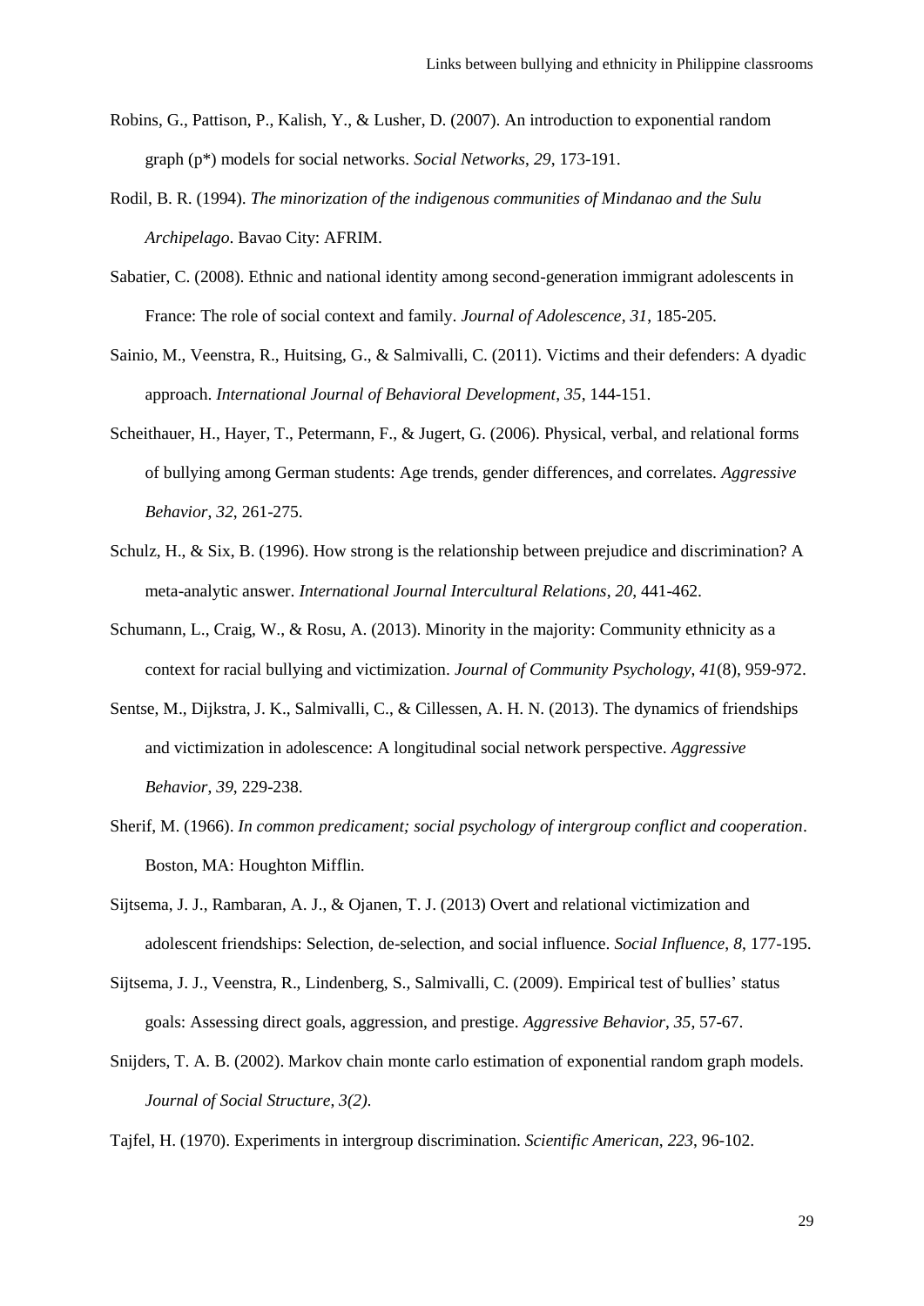Robins, G., Pattison, P., Kalish, Y., & Lusher, D. (2007). An introduction to exponential random graph (p*) models for social networks. *Social Networks*, *29*, 173-191.

Rodil, B. R. (1994). *The minorization of the indigenous communities of Mindanao and the Sulu Archipelago*. Bavao City: AFRIM.

Sabatier, C. (2008). Ethnic and national identity among second-generation immigrant adolescents in France: The role of social context and family. *Journal of Adolescence*, *31*, 185-205.

Sainio, M., Veenstra, R., Huitsing, G., & Salmivalli, C. (2011). Victims and their defenders: A dyadic approach. *International Journal of Behavioral Development*, *35*, 144-151.

Scheithauer, H., Hayer, T., Petermann, F., & Jugert, G. (2006). Physical, verbal, and relational forms of bullying among German students: Age trends, gender differences, and correlates. *Aggressive Behavior*, *32*, 261-275.

Schulz, H., & Six, B. (1996). How strong is the relationship between prejudice and discrimination? A meta-analytic answer. *International Journal Intercultural Relations*, *20*, 441-462.

Schumann, L., Craig, W., & Rosu, A. (2013). Minority in the majority: Community ethnicity as a context for racial bullying and victimization. *Journal of Community Psychology*, *41*(8), 959-972.

Sentse, M., Dijkstra, J. K., Salmivalli, C., & Cillessen, A. H. N. (2013). The dynamics of friendships and victimization in adolescence: A longitudinal social network perspective. *Aggressive Behavior*, *39*, 229-238.

Sherif, M. (1966). *In common predicament; social psychology of intergroup conflict and cooperation*. Boston, MA: Houghton Mifflin.

Sijtsema, J. J., Rambaran, A. J., & Ojanen, T. J. (2013) Overt and relational victimization and adolescent friendships: Selection, de-selection, and social influence. *Social Influence*, *8*, 177-195.

Sijtsema, J. J., Veenstra, R., Lindenberg, S., Salmivalli, C. (2009). Empirical test of bullies' status goals: Assessing direct goals, aggression, and prestige. *Aggressive Behavior*, *35*, 57-67.

Snijders, T. A. B. (2002). Markov chain monte carlo estimation of exponential random graph models. *Journal of Social Structure*, *3(2)*.

Tajfel, H. (1970). Experiments in intergroup discrimination. *Scientific American*, *223*, 96-102.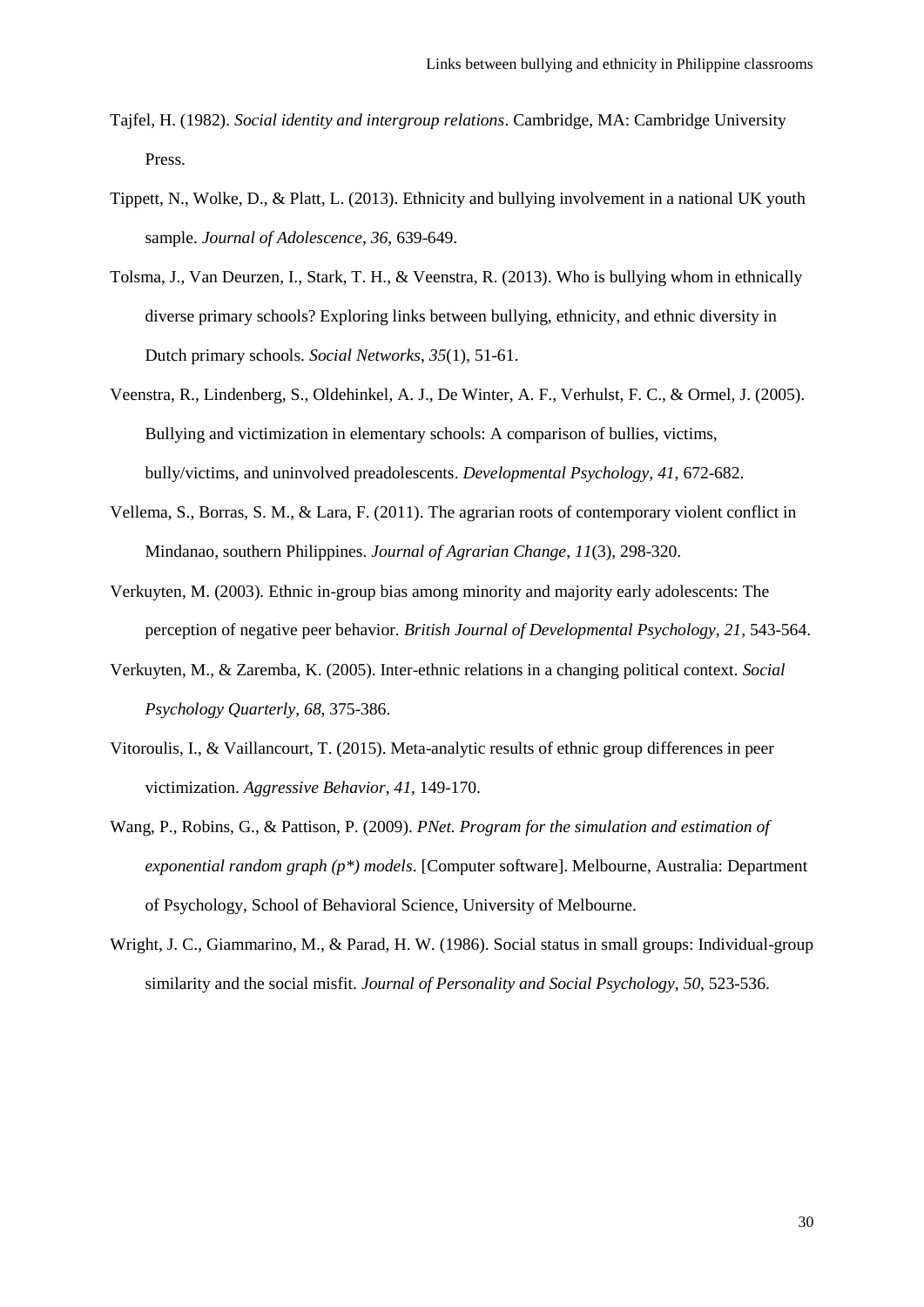Tajfel, H. (1982). *Social identity and intergroup relations*. Cambridge, MA: Cambridge University Press.

Tippett, N., Wolke, D., & Platt, L. (2013). Ethnicity and bullying involvement in a national UK youth sample. *Journal of Adolescence*, *36*, 639-649.

Tolsma, J., Van Deurzen, I., Stark, T. H., & Veenstra, R. (2013). Who is bullying whom in ethnically diverse primary schools? Exploring links between bullying, ethnicity, and ethnic diversity in Dutch primary schools. *Social Networks*, *35*(1), 51-61.

Veenstra, R., Lindenberg, S., Oldehinkel, A. J., De Winter, A. F., Verhulst, F. C., & Ormel, J. (2005). Bullying and victimization in elementary schools: A comparison of bullies, victims, bully/victims, and uninvolved preadolescents. *Developmental Psychology*, *41*, 672-682.

Vellema, S., Borras, S. M., & Lara, F. (2011). The agrarian roots of contemporary violent conflict in Mindanao, southern Philippines. *Journal of Agrarian Change*, *11*(3), 298-320.

Verkuyten, M. (2003). Ethnic in-group bias among minority and majority early adolescents: The perception of negative peer behavior. *British Journal of Developmental Psychology*, *21*, 543-564.

Verkuyten, M., & Zaremba, K. (2005). Inter-ethnic relations in a changing political context. *Social Psychology Quarterly*, *68*, 375-386.

Vitoroulis, I., & Vaillancourt, T. (2015). Meta-analytic results of ethnic group differences in peer victimization. *Aggressive Behavior*, *41*, 149-170.

Wang, P., Robins, G., & Pattison, P. (2009). *PNet. Program for the simulation and estimation of exponential random graph (p*) models*. [Computer software]. Melbourne, Australia: Department of Psychology, School of Behavioral Science, University of Melbourne.

Wright, J. C., Giammarino, M., & Parad, H. W. (1986). Social status in small groups: Individual-group similarity and the social misfit. *Journal of Personality and Social Psychology*, *50*, 523-536.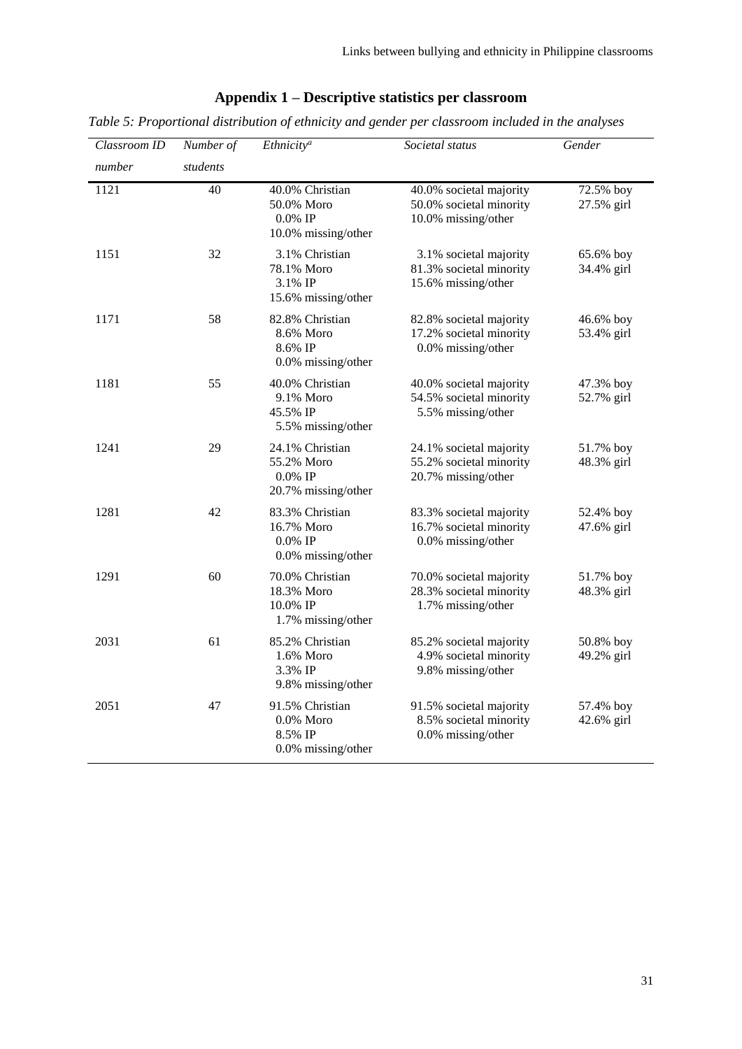## Appendix 1 – Descriptive statistics per classroom

*Table 5: Proportional distribution of ethnicity and gender per classroom included in the analyses*

| *Classroom ID number* | *Number of students* | *Ethnicity[a]* | *Societal status* | *Gender* |
|---|---|---|---|---|
| 1121 | 40 | 40.0% Christian<br>50.0% Moro<br>0.0% IP<br>10.0% missing/other | 40.0% societal majority<br>50.0% societal minority<br>10.0% missing/other | 72.5% boy<br>27.5% girl |
| 1151 | 32 | 3.1% Christian<br>78.1% Moro<br>3.1% IP<br>15.6% missing/other | 3.1% societal majority<br>81.3% societal minority<br>15.6% missing/other | 65.6% boy<br>34.4% girl |
| 1171 | 58 | 82.8% Christian<br>8.6% Moro<br>8.6% IP<br>0.0% missing/other | 82.8% societal majority<br>17.2% societal minority<br>0.0% missing/other | 46.6% boy<br>53.4% girl |
| 1181 | 55 | 40.0% Christian<br>9.1% Moro<br>45.5% IP<br>5.5% missing/other | 40.0% societal majority<br>54.5% societal minority<br>5.5% missing/other | 47.3% boy<br>52.7% girl |
| 1241 | 29 | 24.1% Christian<br>55.2% Moro<br>0.0% IP<br>20.7% missing/other | 24.1% societal majority<br>55.2% societal minority<br>20.7% missing/other | 51.7% boy<br>48.3% girl |
| 1281 | 42 | 83.3% Christian<br>16.7% Moro<br>0.0% IP<br>0.0% missing/other | 83.3% societal majority<br>16.7% societal minority<br>0.0% missing/other | 52.4% boy<br>47.6% girl |
| 1291 | 60 | 70.0% Christian<br>18.3% Moro<br>10.0% IP<br>1.7% missing/other | 70.0% societal majority<br>28.3% societal minority<br>1.7% missing/other | 51.7% boy<br>48.3% girl |
| 2031 | 61 | 85.2% Christian<br>1.6% Moro<br>3.3% IP<br>9.8% missing/other | 85.2% societal majority<br>4.9% societal minority<br>9.8% missing/other | 50.8% boy<br>49.2% girl |
| 2051 | 47 | 91.5% Christian<br>0.0% Moro<br>8.5% IP<br>0.0% missing/other | 91.5% societal majority<br>8.5% societal minority<br>0.0% missing/other | 57.4% boy<br>42.6% girl |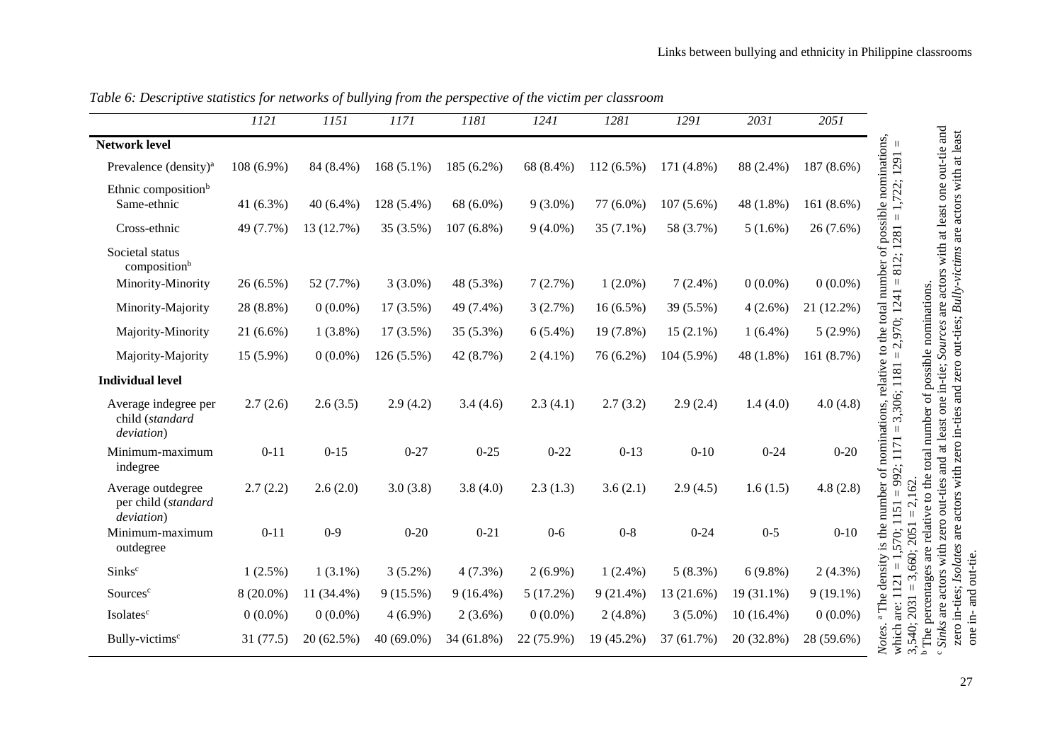*Table 6: Descriptive statistics for networks of bullying from the perspective of the victim per classroom*

| | *1121* | *1151* | *1171* | *1181* | *1241* | *1281* | *1291* | *2031* | *2051* |
|---|---|---|---|---|---|---|---|---|---|
| **Network level** | | | | | | | | | |
| Prevalence (density)[a] | 108 (6.9%) | 84 (8.4%) | 168 (5.1%) | 185 (6.2%) | 68 (8.4%) | 112 (6.5%) | 171 (4.8%) | 88 (2.4%) | 187 (8.6%) |
| Ethnic composition[b] | | | | | | | | | |
| Same-ethnic | 41 (6.3%) | 40 (6.4%) | 128 (5.4%) | 68 (6.0%) | 9 (3.0%) | 77 (6.0%) | 107 (5.6%) | 48 (1.8%) | 161 (8.6%) |
| Cross-ethnic | 49 (7.7%) | 13 (12.7%) | 35 (3.5%) | 107 (6.8%) | 9 (4.0%) | 35 (7.1%) | 58 (3.7%) | 5 (1.6%) | 26 (7.6%) |
| Societal status composition[b] | | | | | | | | | |
| Minority-Minority | 26 (6.5%) | 52 (7.7%) | 3 (3.0%) | 48 (5.3%) | 7 (2.7%) | 1 (2.0%) | 7 (2.4%) | 0 (0.0%) | 0 (0.0%) |
| Minority-Majority | 28 (8.8%) | 0 (0.0%) | 17 (3.5%) | 49 (7.4%) | 3 (2.7%) | 16 (6.5%) | 39 (5.5%) | 4 (2.6%) | 21 (12.2%) |
| Majority-Minority | 21 (6.6%) | 1 (3.8%) | 17 (3.5%) | 35 (5.3%) | 6 (5.4%) | 19 (7.8%) | 15 (2.1%) | 1 (6.4%) | 5 (2.9%) |
| Majority-Majority | 15 (5.9%) | 0 (0.0%) | 126 (5.5%) | 42 (8.7%) | 2 (4.1%) | 76 (6.2%) | 104 (5.9%) | 48 (1.8%) | 161 (8.7%) |
| **Individual level** | | | | | | | | | |
| Average indegree per child (*standard deviation*) | 2.7 (2.6) | 2.6 (3.5) | 2.9 (4.2) | 3.4 (4.6) | 2.3 (4.1) | 2.7 (3.2) | 2.9 (2.4) | 1.4 (4.0) | 4.0 (4.8) |
| Minimum-maximum indegree | 0-11 | 0-15 | 0-27 | 0-25 | 0-22 | 0-13 | 0-10 | 0-24 | 0-20 |
| Average outdegree per child (*standard deviation*) | 2.7 (2.2) | 2.6 (2.0) | 3.0 (3.8) | 3.8 (4.0) | 2.3 (1.3) | 3.6 (2.1) | 2.9 (4.5) | 1.6 (1.5) | 4.8 (2.8) |
| Minimum-maximum outdegree | 0-11 | 0-9 | 0-20 | 0-21 | 0-6 | 0-8 | 0-24 | 0-5 | 0-10 |
| Sinks[c] | 1 (2.5%) | 1 (3.1%) | 3 (5.2%) | 4 (7.3%) | 2 (6.9%) | 1 (2.4%) | 5 (8.3%) | 6 (9.8%) | 2 (4.3%) |
| Sources[c] | 8 (20.0%) | 11 (34.4%) | 9 (15.5%) | 9 (16.4%) | 5 (17.2%) | 9 (21.4%) | 13 (21.6%) | 19 (31.1%) | 9 (19.1%) |
| Isolates[c] | 0 (0.0%) | 0 (0.0%) | 4 (6.9%) | 2 (3.6%) | 0 (0.0%) | 2 (4.8%) | 3 (5.0%) | 10 (16.4%) | 0 (0.0%) |
| Bully-victims[c] | 31 (77.5) | 20 (62.5%) | 40 (69.0%) | 34 (61.8%) | 22 (75.9%) | 19 (45.2%) | 37 (61.7%) | 20 (32.8%) | 28 (59.6%) |

*Notes.* [a] The density is the number of nominations, relative to the total number of possible nominations, which are: 1121 = 1,570; 1151 = 992; 1171 = 3,306; 1181 = 2,970; 1241 = 812; 1281 = 1,722; 1291 = 3,540; 2031 = 3,660; 2051 = 2,162.
[b] The percentages are relative to the total number of possible nominations.
[c] *Sinks* are actors with zero out-ties and at least one in-tie; *Sources* are actors with at least one out-tie and zero in-ties; *Isolates* are actors with zero in-ties and zero out-ties; *Bully-victims* are actors with at least one in- and out-tie.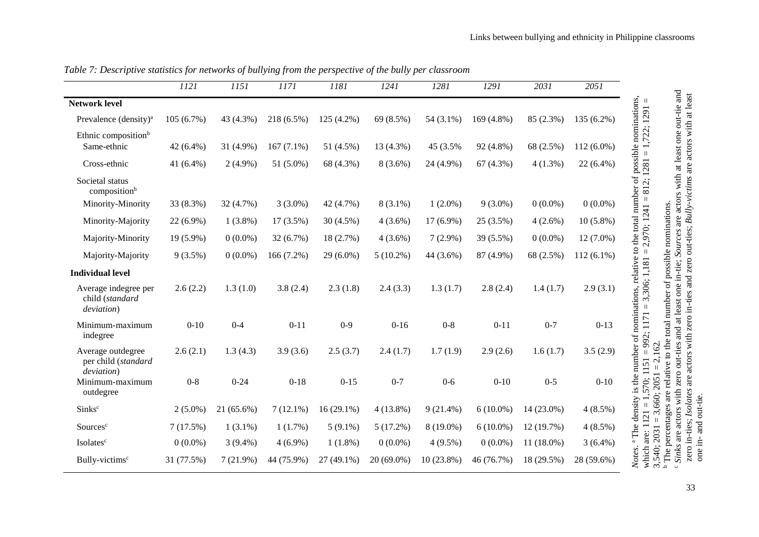*Table 7: Descriptive statistics for networks of bullying from the perspective of the bully per classroom*

| | *1121* | *1151* | *1171* | *1181* | *1241* | *1281* | *1291* | *2031* | *2051* |
|---|---|---|---|---|---|---|---|---|---|
| **Network level** | | | | | | | | | |
| Prevalence (density)[a] | 105 (6.7%) | 43 (4.3%) | 218 (6.5%) | 125 (4.2%) | 69 (8.5%) | 54 (3.1%) | 169 (4.8%) | 85 (2.3%) | 135 (6.2%) |
| Ethnic composition[b] | | | | | | | | | |
| Same-ethnic | 42 (6.4%) | 31 (4.9%) | 167 (7.1%) | 51 (4.5%) | 13 (4.3%) | 45 (3.5% | 92 (4.8%) | 68 (2.5%) | 112 (6.0%) |
| Cross-ethnic | 41 (6.4%) | 2 (4.9%) | 51 (5.0%) | 68 (4.3%) | 8 (3.6%) | 24 (4.9%) | 67 (4.3%) | 4 (1.3%) | 22 (6.4%) |
| Societal status composition[b] | | | | | | | | | |
| Minority-Minority | 33 (8.3%) | 32 (4.7%) | 3 (3.0%) | 42 (4.7%) | 8 (3.1%) | 1 (2.0%) | 9 (3.0%) | 0 (0.0%) | 0 (0.0%) |
| Minority-Majority | 22 (6.9%) | 1 (3.8%) | 17 (3.5%) | 30 (4.5%) | 4 (3.6%) | 17 (6.9%) | 25 (3.5%) | 4 (2.6%) | 10 (5.8%) |
| Majority-Minority | 19 (5.9%) | 0 (0.0%) | 32 (6.7%) | 18 (2.7%) | 4 (3.6%) | 7 (2.9%) | 39 (5.5%) | 0 (0.0%) | 12 (7.0%) |
| Majority-Majority | 9 (3.5%) | 0 (0.0%) | 166 (7.2%) | 29 (6.0%) | 5 (10.2%) | 44 (3.6%) | 87 (4.9%) | 68 (2.5%) | 112 (6.1%) |
| **Individual level** | | | | | | | | | |
| Average indegree per child (*standard deviation*) | 2.6 (2.2) | 1.3 (1.0) | 3.8 (2.4) | 2.3 (1.8) | 2.4 (3.3) | 1.3 (1.7) | 2.8 (2.4) | 1.4 (1.7) | 2.9 (3.1) |
| Minimum-maximum indegree | 0-10 | 0-4 | 0-11 | 0-9 | 0-16 | 0-8 | 0-11 | 0-7 | 0-13 |
| Average outdegree per child (*standard deviation*) | 2.6 (2.1) | 1.3 (4.3) | 3.9 (3.6) | 2.5 (3.7) | 2.4 (1.7) | 1.7 (1.9) | 2.9 (2.6) | 1.6 (1.7) | 3.5 (2.9) |
| Minimum-maximum outdegree | 0-8 | 0-24 | 0-18 | 0-15 | 0-7 | 0-6 | 0-10 | 0-5 | 0-10 |
| Sinks[c] | 2 (5.0%) | 21 (65.6%) | 7 (12.1%) | 16 (29.1%) | 4 (13.8%) | 9 (21.4%) | 6 (10.0%) | 14 (23.0%) | 4 (8.5%) |
| Sources[c] | 7 (17.5%) | 1 (3.1%) | 1 (1.7%) | 5 (9.1%) | 5 (17.2%) | 8 (19.0%) | 6 (10.0%) | 12 (19.7%) | 4 (8.5%) |
| Isolates[c] | 0 (0.0%) | 3 (9.4%) | 4 (6.9%) | 1 (1.8%) | 0 (0.0%) | 4 (9.5%) | 0 (0.0%) | 11 (18.0%) | 3 (6.4%) |
| Bully-victims[c] | 31 (77.5%) | 7 (21.9%) | 44 (75.9%) | 27 (49.1%) | 20 (69.0%) | 10 (23.8%) | 46 (76.7%) | 18 (29.5%) | 28 (59.6%) |

*Notes.* [a] The density is the number of nominations, relative to the total number of possible nominations, which are: 1121 = 1,570; 1151 = 992; 1171 = 3,306; 1,181 = 2,970; 1241 = 812; 1281 = 1,722; 1291 = 3,540; 2031 = 3,660; 2051 = 2,162.
[b] The percentages are relative to the total number of possible nominations.
[c] *Sinks* are actors with zero out-ties and at least one in-tie; *Sources* are actors with at least one out-tie and zero in-ties; *Isolates* are actors with zero in-ties and zero out-ties; *Bully-victims* are actors with at least one in- and out-tie.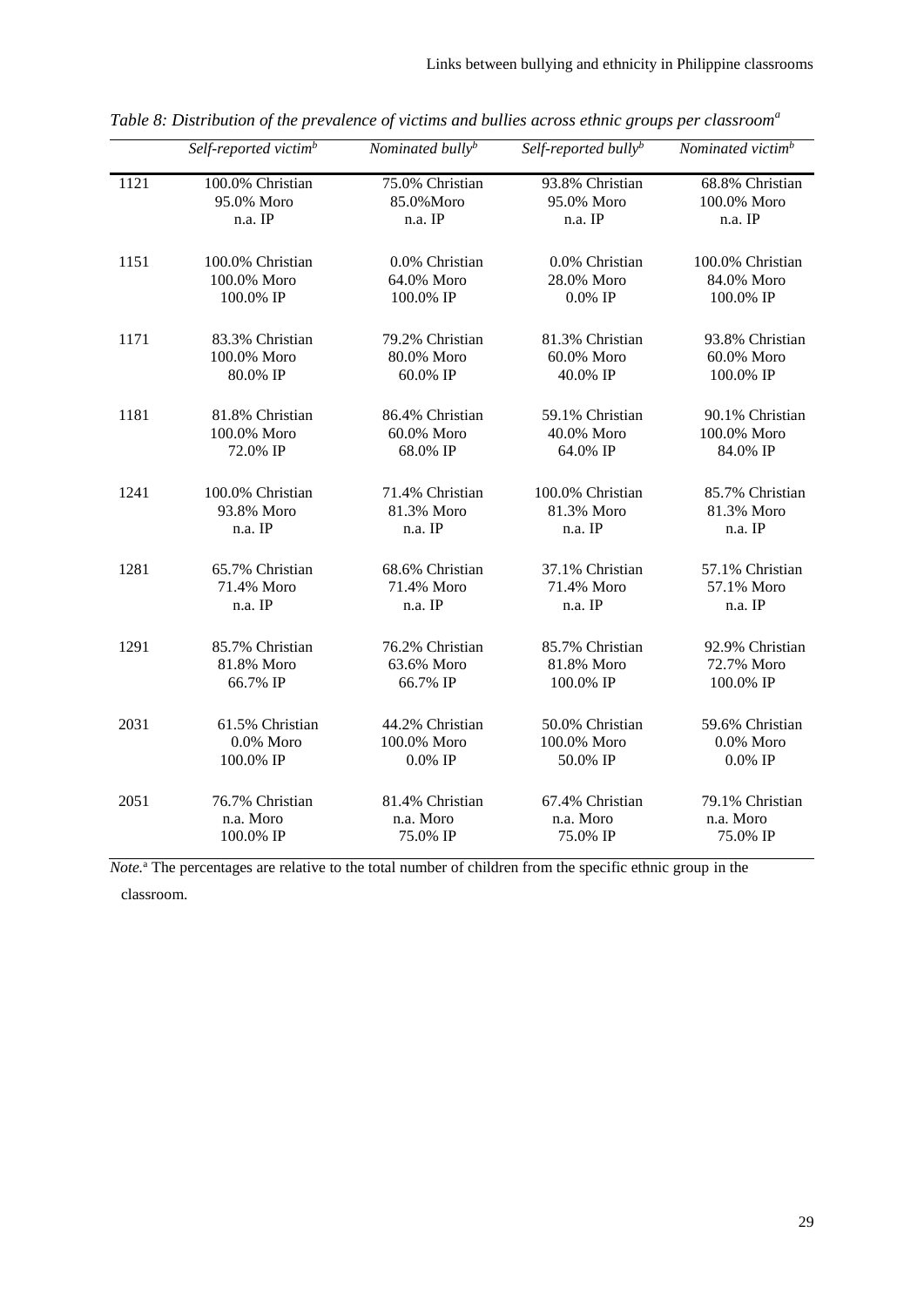*Table 8: Distribution of the prevalence of victims and bullies across ethnic groups per classroom*[a]

| | *Self-reported victim*[b] | *Nominated bully*[b] | *Self-reported bully*[b] | *Nominated victim*[b] |
|---|---|---|---|---|
| 1121 | 100.0% Christian<br>95.0% Moro<br>n.a. IP | 75.0% Christian<br>85.0%Moro<br>n.a. IP | 93.8% Christian<br>95.0% Moro<br>n.a. IP | 68.8% Christian<br>100.0% Moro<br>n.a. IP |
| 1151 | 100.0% Christian<br>100.0% Moro<br>100.0% IP | 0.0% Christian<br>64.0% Moro<br>100.0% IP | 0.0% Christian<br>28.0% Moro<br>0.0% IP | 100.0% Christian<br>84.0% Moro<br>100.0% IP |
| 1171 | 83.3% Christian<br>100.0% Moro<br>80.0% IP | 79.2% Christian<br>80.0% Moro<br>60.0% IP | 81.3% Christian<br>60.0% Moro<br>40.0% IP | 93.8% Christian<br>60.0% Moro<br>100.0% IP |
| 1181 | 81.8% Christian<br>100.0% Moro<br>72.0% IP | 86.4% Christian<br>60.0% Moro<br>68.0% IP | 59.1% Christian<br>40.0% Moro<br>64.0% IP | 90.1% Christian<br>100.0% Moro<br>84.0% IP |
| 1241 | 100.0% Christian<br>93.8% Moro<br>n.a. IP | 71.4% Christian<br>81.3% Moro<br>n.a. IP | 100.0% Christian<br>81.3% Moro<br>n.a. IP | 85.7% Christian<br>81.3% Moro<br>n.a. IP |
| 1281 | 65.7% Christian<br>71.4% Moro<br>n.a. IP | 68.6% Christian<br>71.4% Moro<br>n.a. IP | 37.1% Christian<br>71.4% Moro<br>n.a. IP | 57.1% Christian<br>57.1% Moro<br>n.a. IP |
| 1291 | 85.7% Christian<br>81.8% Moro<br>66.7% IP | 76.2% Christian<br>63.6% Moro<br>66.7% IP | 85.7% Christian<br>81.8% Moro<br>100.0% IP | 92.9% Christian<br>72.7% Moro<br>100.0% IP |
| 2031 | 61.5% Christian<br>0.0% Moro<br>100.0% IP | 44.2% Christian<br>100.0% Moro<br>0.0% IP | 50.0% Christian<br>100.0% Moro<br>50.0% IP | 59.6% Christian<br>0.0% Moro<br>0.0% IP |
| 2051 | 76.7% Christian<br>n.a. Moro<br>100.0% IP | 81.4% Christian<br>n.a. Moro<br>75.0% IP | 67.4% Christian<br>n.a. Moro<br>75.0% IP | 79.1% Christian<br>n.a. Moro<br>75.0% IP |

*Note.*[a] The percentages are relative to the total number of children from the specific ethnic group in the classroom.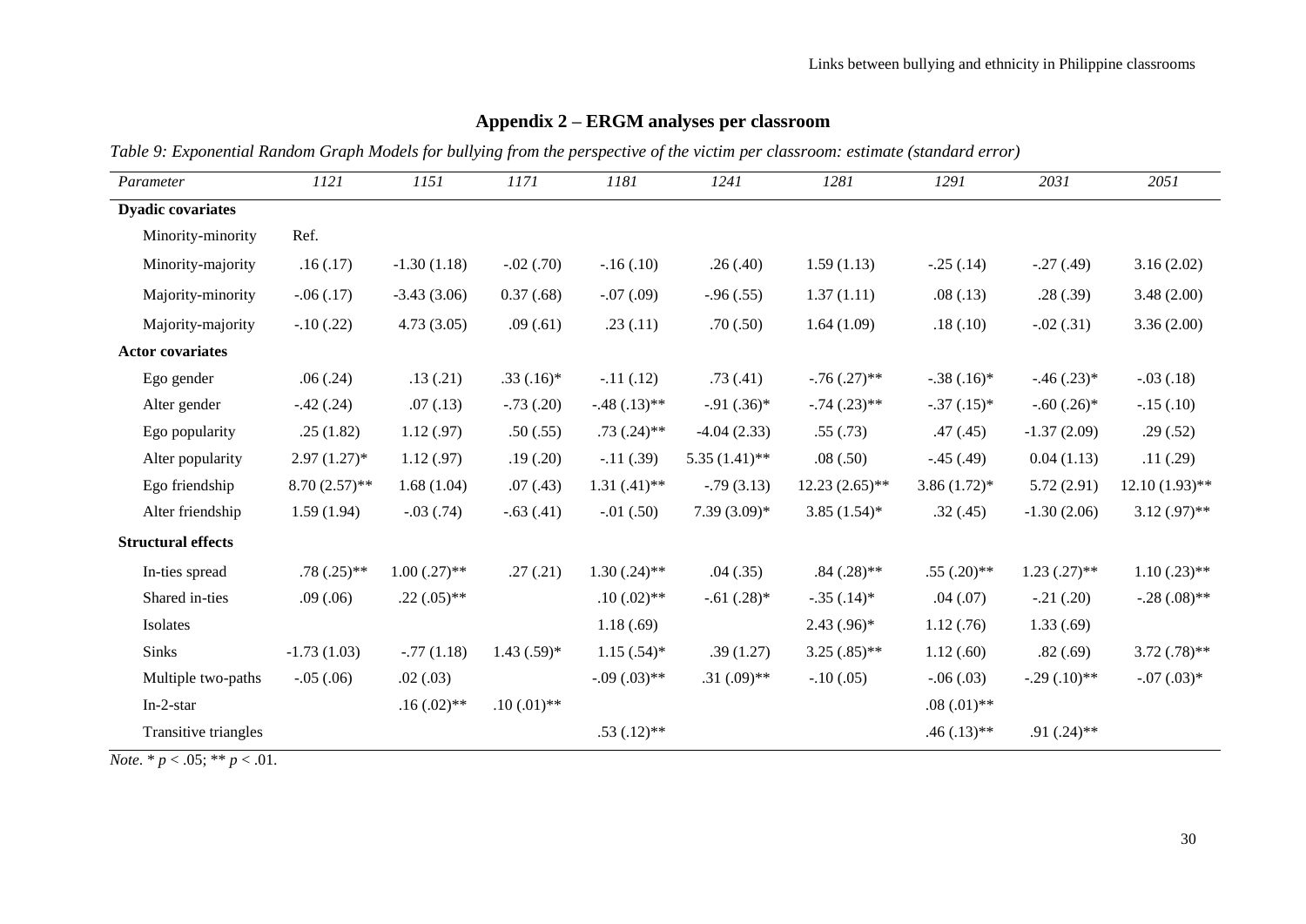## Appendix 2 – ERGM analyses per classroom

*Table 9: Exponential Random Graph Models for bullying from the perspective of the victim per classroom: estimate (standard error)*

| *Parameter* | *1121* | *1151* | *1171* | *1181* | *1241* | *1281* | *1291* | *2031* | *2051* |
|---|---|---|---|---|---|---|---|---|---|
| **Dyadic covariates** | | | | | | | | | |
| Minority-minority | Ref. | | | | | | | | |
| Minority-majority | .16 (.17) | -1.30 (1.18) | -.02 (.70) | -.16 (.10) | .26 (.40) | 1.59 (1.13) | -.25 (.14) | -.27 (.49) | 3.16 (2.02) |
| Majority-minority | -.06 (.17) | -3.43 (3.06) | 0.37 (.68) | -.07 (.09) | -.96 (.55) | 1.37 (1.11) | .08 (.13) | .28 (.39) | 3.48 (2.00) |
| Majority-majority | -.10 (.22) | 4.73 (3.05) | .09 (.61) | .23 (.11) | .70 (.50) | 1.64 (1.09) | .18 (.10) | -.02 (.31) | 3.36 (2.00) |
| **Actor covariates** | | | | | | | | | |
| Ego gender | .06 (.24) | .13 (.21) | .33 (.16)* | -.11 (.12) | .73 (.41) | -.76 (.27)** | -.38 (.16)* | -.46 (.23)* | -.03 (.18) |
| Alter gender | -.42 (.24) | .07 (.13) | -.73 (.20) | -.48 (.13)** | -.91 (.36)* | -.74 (.23)** | -.37 (.15)* | -.60 (.26)* | -.15 (.10) |
| Ego popularity | .25 (1.82) | 1.12 (.97) | .50 (.55) | .73 (.24)** | -4.04 (2.33) | .55 (.73) | .47 (.45) | -1.37 (2.09) | .29 (.52) |
| Alter popularity | 2.97 (1.27)* | 1.12 (.97) | .19 (.20) | -.11 (.39) | 5.35 (1.41)** | .08 (.50) | -.45 (.49) | 0.04 (1.13) | .11 (.29) |
| Ego friendship | 8.70 (2.57)** | 1.68 (1.04) | .07 (.43) | 1.31 (.41)** | -.79 (3.13) | 12.23 (2.65)** | 3.86 (1.72)* | 5.72 (2.91) | 12.10 (1.93)** |
| Alter friendship | 1.59 (1.94) | -.03 (.74) | -.63 (.41) | -.01 (.50) | 7.39 (3.09)* | 3.85 (1.54)* | .32 (.45) | -1.30 (2.06) | 3.12 (.97)** |
| **Structural effects** | | | | | | | | | |
| In-ties spread | .78 (.25)** | 1.00 (.27)** | .27 (.21) | 1.30 (.24)** | .04 (.35) | .84 (.28)** | .55 (.20)** | 1.23 (.27)** | 1.10 (.23)** |
| Shared in-ties | .09 (.06) | .22 (.05)** | | .10 (.02)** | -.61 (.28)* | -.35 (.14)* | .04 (.07) | -.21 (.20) | -.28 (.08)** |
| Isolates | | | | 1.18 (.69) | | 2.43 (.96)* | 1.12 (.76) | 1.33 (.69) | |
| Sinks | -1.73 (1.03) | -.77 (1.18) | 1.43 (.59)* | 1.15 (.54)* | .39 (1.27) | 3.25 (.85)** | 1.12 (.60) | .82 (.69) | 3.72 (.78)** |
| Multiple two-paths | -.05 (.06) | .02 (.03) | | -.09 (.03)** | .31 (.09)** | -.10 (.05) | -.06 (.03) | -.29 (.10)** | -.07 (.03)* |
| In-2-star | | .16 (.02)** | .10 (.01)** | | | | .08 (.01)** | | |
| Transitive triangles | | | | .53 (.12)** | | | .46 (.13)** | .91 (.24)** | |

*Note*. * $p < .05$; ** $p < .01$.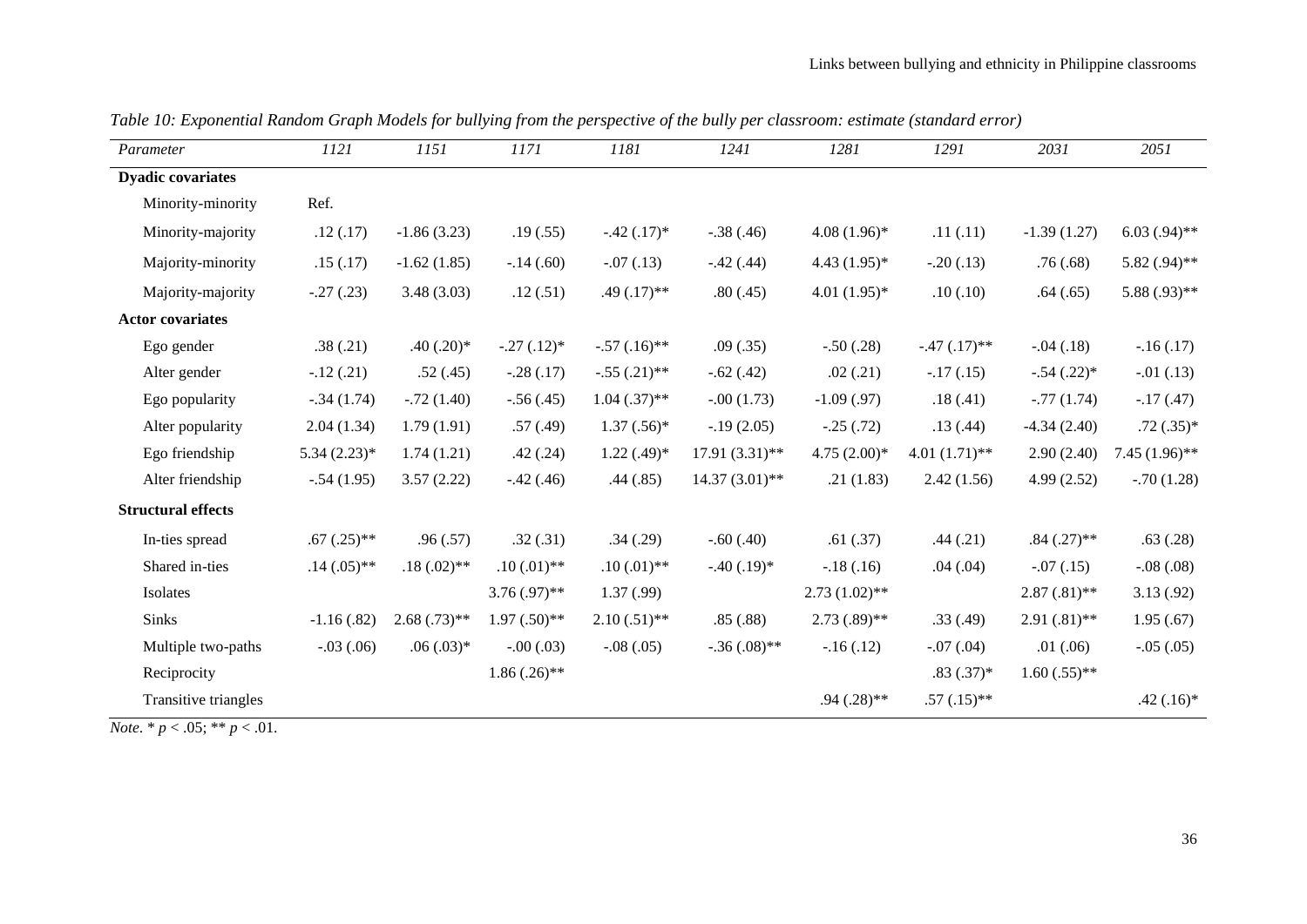*Table 10: Exponential Random Graph Models for bullying from the perspective of the bully per classroom: estimate (standard error)*

| *Parameter* | *1121* | *1151* | *1171* | *1181* | *1241* | *1281* | *1291* | *2031* | *2051* |
|---|---|---|---|---|---|---|---|---|---|
| **Dyadic covariates** | | | | | | | | | |
| Minority-minority | Ref. | | | | | | | | |
| Minority-majority | .12 (.17) | -1.86 (3.23) | .19 (.55) | -.42 (.17)* | -.38 (.46) | 4.08 (1.96)* | .11 (.11) | -1.39 (1.27) | 6.03 (.94)** |
| Majority-minority | .15 (.17) | -1.62 (1.85) | -.14 (.60) | -.07 (.13) | -.42 (.44) | 4.43 (1.95)* | -.20 (.13) | .76 (.68) | 5.82 (.94)** |
| Majority-majority | -.27 (.23) | 3.48 (3.03) | .12 (.51) | .49 (.17)** | .80 (.45) | 4.01 (1.95)* | .10 (.10) | .64 (.65) | 5.88 (.93)** |
| **Actor covariates** | | | | | | | | | |
| Ego gender | .38 (.21) | .40 (.20)* | -.27 (.12)* | -.57 (.16)** | .09 (.35) | -.50 (.28) | -.47 (.17)** | -.04 (.18) | -.16 (.17) |
| Alter gender | -.12 (.21) | .52 (.45) | -.28 (.17) | -.55 (.21)** | -.62 (.42) | .02 (.21) | -.17 (.15) | -.54 (.22)* | -.01 (.13) |
| Ego popularity | -.34 (1.74) | -.72 (1.40) | -.56 (.45) | 1.04 (.37)** | -.00 (1.73) | -1.09 (.97) | .18 (.41) | -.77 (1.74) | -.17 (.47) |
| Alter popularity | 2.04 (1.34) | 1.79 (1.91) | .57 (.49) | 1.37 (.56)* | -.19 (2.05) | -.25 (.72) | .13 (.44) | -4.34 (2.40) | .72 (.35)* |
| Ego friendship | 5.34 (2.23)* | 1.74 (1.21) | .42 (.24) | 1.22 (.49)* | 17.91 (3.31)** | 4.75 (2.00)* | 4.01 (1.71)** | 2.90 (2.40) | 7.45 (1.96)** |
| Alter friendship | -.54 (1.95) | 3.57 (2.22) | -.42 (.46) | .44 (.85) | 14.37 (3.01)** | .21 (1.83) | 2.42 (1.56) | 4.99 (2.52) | -.70 (1.28) |
| **Structural effects** | | | | | | | | | |
| In-ties spread | .67 (.25)** | .96 (.57) | .32 (.31) | .34 (.29) | -.60 (.40) | .61 (.37) | .44 (.21) | .84 (.27)** | .63 (.28) |
| Shared in-ties | .14 (.05)** | .18 (.02)** | .10 (.01)** | .10 (.01)** | -.40 (.19)* | -.18 (.16) | .04 (.04) | -.07 (.15) | -.08 (.08) |
| Isolates | | | 3.76 (.97)** | 1.37 (.99) | | 2.73 (1.02)** | | 2.87 (.81)** | 3.13 (.92) |
| Sinks | -1.16 (.82) | 2.68 (.73)** | 1.97 (.50)** | 2.10 (.51)** | .85 (.88) | 2.73 (.89)** | .33 (.49) | 2.91 (.81)** | 1.95 (.67) |
| Multiple two-paths | -.03 (.06) | .06 (.03)* | -.00 (.03) | -.08 (.05) | -.36 (.08)** | -.16 (.12) | -.07 (.04) | .01 (.06) | -.05 (.05) |
| Reciprocity | | | 1.86 (.26)** | | | | .83 (.37)* | 1.60 (.55)** | |
| Transitive triangles | | | | | | .94 (.28)** | .57 (.15)** | | .42 (.16)* |

*Note*. * $p < .05$; ** $p < .01$.